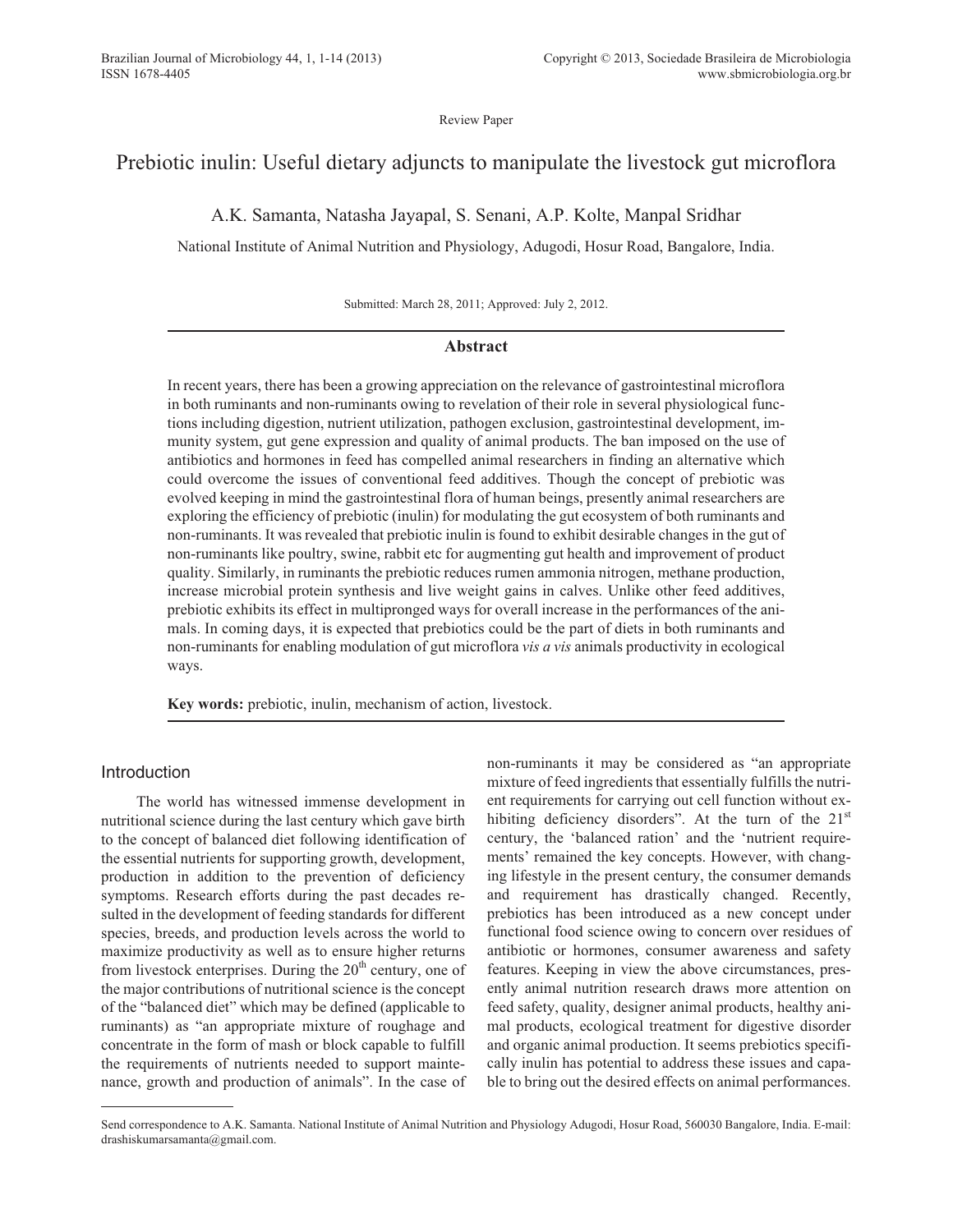Review Paper

# Prebiotic inulin: Useful dietary adjuncts to manipulate the livestock gut microflora

A.K. Samanta, Natasha Jayapal, S. Senani, A.P. Kolte, Manpal Sridhar

National Institute of Animal Nutrition and Physiology, Adugodi, Hosur Road, Bangalore, India.

Submitted: March 28, 2011; Approved: July 2, 2012.

## Abstract

In recent years, there has been a growing appreciation on the relevance of gastrointestinal microflora in both ruminants and non-ruminants owing to revelation of their role in several physiological functions including digestion, nutrient utilization, pathogen exclusion, gastrointestinal development, immunity system, gut gene expression and quality of animal products. The ban imposed on the use of antibiotics and hormones in feed has compelled animal researchers in finding an alternative which could overcome the issues of conventional feed additives. Though the concept of prebiotic was evolved keeping in mind the gastrointestinal flora of human beings, presently animal researchers are exploring the efficiency of prebiotic (inulin) for modulating the gut ecosystem of both ruminants and non-ruminants. It was revealed that prebiotic inulin is found to exhibit desirable changes in the gut of non-ruminants like poultry, swine, rabbit etc for augmenting gut health and improvement of product quality. Similarly, in ruminants the prebiotic reduces rumen ammonia nitrogen, methane production, increase microbial protein synthesis and live weight gains in calves. Unlike other feed additives, prebiotic exhibits its effect in multipronged ways for overall increase in the performances of the animals. In coming days, it is expected that prebiotics could be the part of diets in both ruminants and non-ruminants for enabling modulation of gut microflora *vis a vis* animals productivity in ecological ways.

**Key words:** prebiotic, inulin, mechanism of action, livestock.

## Introduction

The world has witnessed immense development in nutritional science during the last century which gave birth to the concept of balanced diet following identification of the essential nutrients for supporting growth, development, production in addition to the prevention of deficiency symptoms. Research efforts during the past decades resulted in the development of feeding standards for different species, breeds, and production levels across the world to maximize productivity as well as to ensure higher returns from livestock enterprises. During the 20th century, one of the major contributions of nutritional science is the concept of the "balanced diet" which may be defined (applicable to ruminants) as "an appropriate mixture of roughage and concentrate in the form of mash or block capable to fulfill the requirements of nutrients needed to support maintenance, growth and production of animals". In the case of non-ruminants it may be considered as "an appropriate mixture of feed ingredients that essentially fulfills the nutrient requirements for carrying out cell function without exhibiting deficiency disorders". At the turn of the 21st century, the 'balanced ration' and the 'nutrient requirements' remained the key concepts. However, with changing lifestyle in the present century, the consumer demands and requirement has drastically changed. Recently, prebiotics has been introduced as a new concept under functional food science owing to concern over residues of antibiotic or hormones, consumer awareness and safety features. Keeping in view the above circumstances, presently animal nutrition research draws more attention on feed safety, quality, designer animal products, healthy animal products, ecological treatment for digestive disorder and organic animal production. It seems prebiotics specifically inulin has potential to address these issues and capable to bring out the desired effects on animal performances.

Send correspondence to A.K. Samanta. National Institute of Animal Nutrition and Physiology Adugodi, Hosur Road, 560030 Bangalore, India. E-mail: drashiskumarsamanta@gmail.com.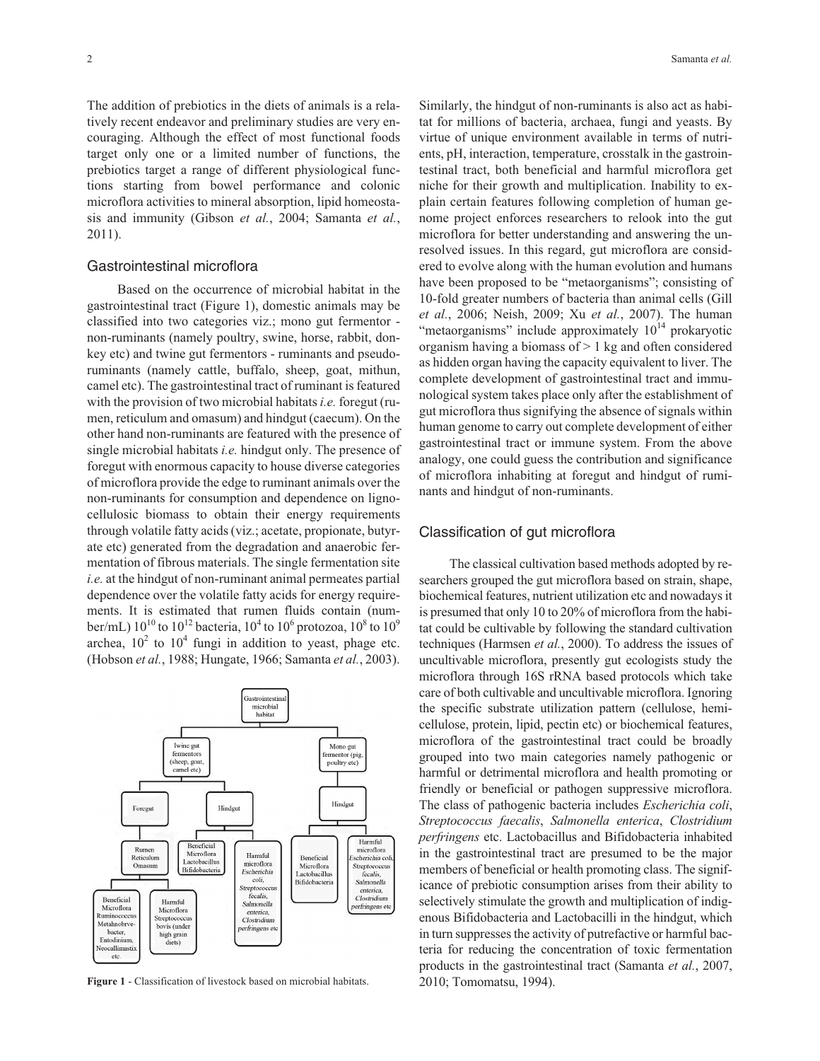The addition of prebiotics in the diets of animals is a relatively recent endeavor and preliminary studies are very encouraging. Although the effect of most functional foods target only one or a limited number of functions, the prebiotics target a range of different physiological functions starting from bowel performance and colonic microflora activities to mineral absorption, lipid homeostasis and immunity (Gibson *et al.*, 2004; Samanta *et al.*, 2011).

## Gastrointestinal microflora

Based on the occurrence of microbial habitat in the gastrointestinal tract (Figure 1), domestic animals may be classified into two categories viz.; mono gut fermentor - non-ruminants (namely poultry, swine, horse, rabbit, donkey etc) and twine gut fermentors - ruminants and pseudoruminants (namely cattle, buffalo, sheep, goat, mithun, camel etc). The gastrointestinal tract of ruminant is featured with the provision of two microbial habitats *i.e.* foregut (rumen, reticulum and omasum) and hindgut (caecum). On the other hand non-ruminants are featured with the presence of single microbial habitats *i.e.* hindgut only. The presence of foregut with enormous capacity to house diverse categories of microflora provide the edge to ruminant animals over the non-ruminants for consumption and dependence on lignocellulosic biomass to obtain their energy requirements through volatile fatty acids (viz.; acetate, propionate, butyrate etc) generated from the degradation and anaerobic fermentation of fibrous materials. The single fermentation site *i.e.* at the hindgut of non-ruminant animal permeates partial dependence over the volatile fatty acids for energy requirements. It is estimated that rumen fluids contain (number/mL) $10^{10}$ to $10^{12}$ bacteria, $10^4$ to $10^6$ protozoa, $10^8$ to $10^9$ archea, $10^2$ to $10^4$ fungi in addition to yeast, phage etc. (Hobson *et al.*, 1988; Hungate, 1966; Samanta *et al.*, 2003).

**Figure 1** - Classification of livestock based on microbial habitats.

Similarly, the hindgut of non-ruminants is also act as habitat for millions of bacteria, archaea, fungi and yeasts. By virtue of unique environment available in terms of nutrients, pH, interaction, temperature, crosstalk in the gastrointestinal tract, both beneficial and harmful microflora get niche for their growth and multiplication. Inability to explain certain features following completion of human genome project enforces researchers to relook into the gut microflora for better understanding and answering the unresolved issues. In this regard, gut microflora are considered to evolve along with the human evolution and humans have been proposed to be "metaorganisms"; consisting of 10-fold greater numbers of bacteria than animal cells (Gill *et al.*, 2006; Neish, 2009; Xu *et al.*, 2007). The human "metaorganisms" include approximately $10^{14}$ prokaryotic organism having a biomass of > 1 kg and often considered as hidden organ having the capacity equivalent to liver. The complete development of gastrointestinal tract and immunological system takes place only after the establishment of gut microflora thus signifying the absence of signals within human genome to carry out complete development of either gastrointestinal tract or immune system. From the above analogy, one could guess the contribution and significance of microflora inhabiting at foregut and hindgut of ruminants and hindgut of non-ruminants.

## Classification of gut microflora

The classical cultivation based methods adopted by researchers grouped the gut microflora based on strain, shape, biochemical features, nutrient utilization etc and nowadays it is presumed that only 10 to 20% of microflora from the habitat could be cultivable by following the standard cultivation techniques (Harmsen *et al.*, 2000). To address the issues of uncultivable microflora, presently gut ecologists study the microflora through 16S rRNA based protocols which take care of both cultivable and uncultivable microflora. Ignoring the specific substrate utilization pattern (cellulose, hemicellulose, protein, lipid, pectin etc) or biochemical features, microflora of the gastrointestinal tract could be broadly grouped into two main categories namely pathogenic or harmful or detrimental microflora and health promoting or friendly or beneficial or pathogen suppressive microflora. The class of pathogenic bacteria includes *Escherichia coli*, *Streptococcus faecalis*, *Salmonella enterica*, *Clostridium perfringens* etc. Lactobacillus and Bifidobacteria inhabited in the gastrointestinal tract are presumed to be the major members of beneficial or health promoting class. The significance of prebiotic consumption arises from their ability to selectively stimulate the growth and multiplication of indigenous Bifidobacteria and Lactobacilli in the hindgut, which in turn suppresses the activity of putrefactive or harmful bacteria for reducing the concentration of toxic fermentation products in the gastrointestinal tract (Samanta *et al.*, 2007, 2010; Tomomatsu, 1994).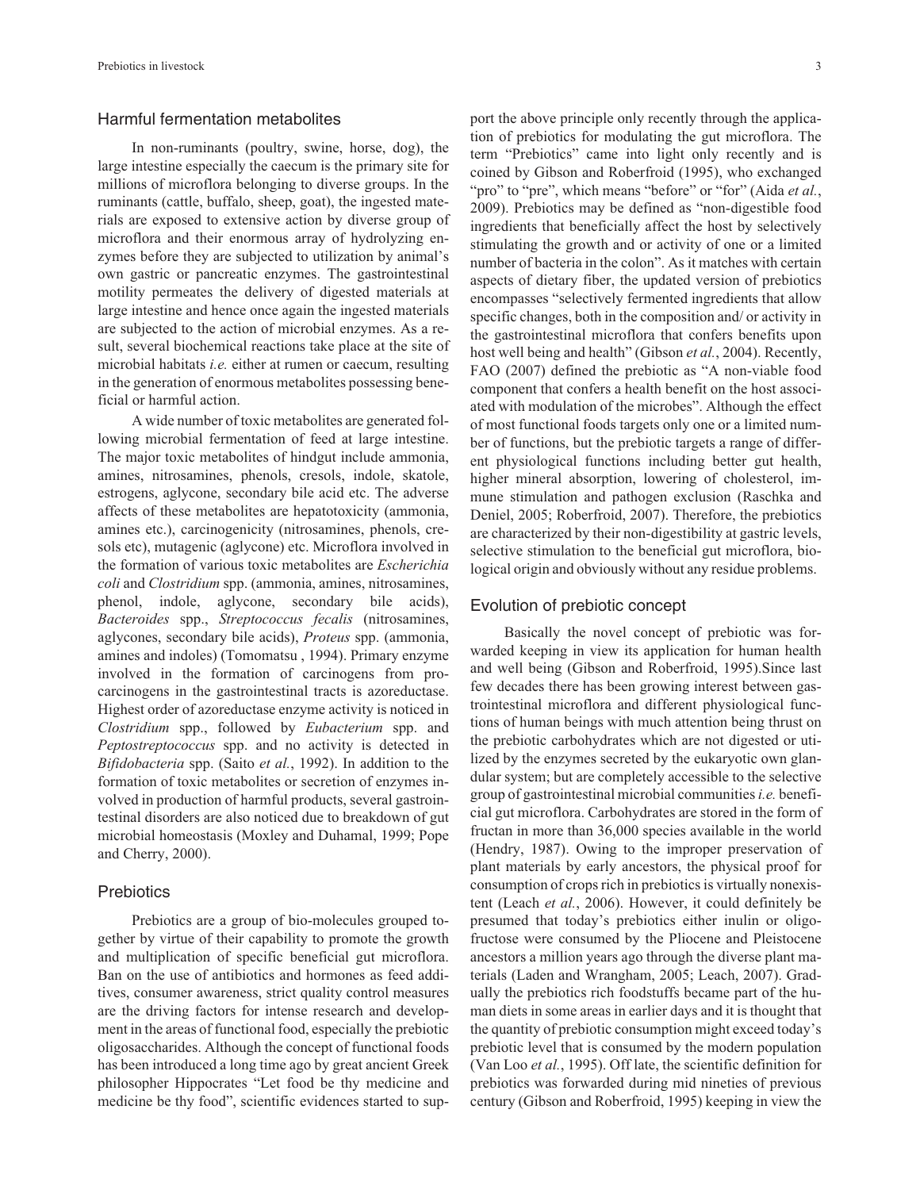## Harmful fermentation metabolites

In non-ruminants (poultry, swine, horse, dog), the large intestine especially the caecum is the primary site for millions of microflora belonging to diverse groups. In the ruminants (cattle, buffalo, sheep, goat), the ingested materials are exposed to extensive action by diverse group of microflora and their enormous array of hydrolyzing enzymes before they are subjected to utilization by animal's own gastric or pancreatic enzymes. The gastrointestinal motility permeates the delivery of digested materials at large intestine and hence once again the ingested materials are subjected to the action of microbial enzymes. As a result, several biochemical reactions take place at the site of microbial habitats *i.e.* either at rumen or caecum, resulting in the generation of enormous metabolites possessing beneficial or harmful action.

A wide number of toxic metabolites are generated following microbial fermentation of feed at large intestine. The major toxic metabolites of hindgut include ammonia, amines, nitrosamines, phenols, cresols, indole, skatole, estrogens, aglycone, secondary bile acid etc. The adverse affects of these metabolites are hepatotoxicity (ammonia, amines etc.), carcinogenicity (nitrosamines, phenols, cresols etc), mutagenic (aglycone) etc. Microflora involved in the formation of various toxic metabolites are *Escherichia coli* and *Clostridium* spp. (ammonia, amines, nitrosamines, phenol, indole, aglycone, secondary bile acids), *Bacteroides* spp., *Streptococcus fecalis* (nitrosamines, aglycones, secondary bile acids), *Proteus* spp. (ammonia, amines and indoles) (Tomomatsu , 1994). Primary enzyme involved in the formation of carcinogens from procarcinogens in the gastrointestinal tracts is azoreductase. Highest order of azoreductase enzyme activity is noticed in *Clostridium* spp., followed by *Eubacterium* spp. and *Peptostreptococcus* spp. and no activity is detected in *Bifidobacteria* spp. (Saito *et al.*, 1992). In addition to the formation of toxic metabolites or secretion of enzymes involved in production of harmful products, several gastrointestinal disorders are also noticed due to breakdown of gut microbial homeostasis (Moxley and Duhamal, 1999; Pope and Cherry, 2000).

## Prebiotics

Prebiotics are a group of bio-molecules grouped together by virtue of their capability to promote the growth and multiplication of specific beneficial gut microflora. Ban on the use of antibiotics and hormones as feed additives, consumer awareness, strict quality control measures are the driving factors for intense research and development in the areas of functional food, especially the prebiotic oligosaccharides. Although the concept of functional foods has been introduced a long time ago by great ancient Greek philosopher Hippocrates "Let food be thy medicine and medicine be thy food", scientific evidences started to support the above principle only recently through the application of prebiotics for modulating the gut microflora. The term "Prebiotics" came into light only recently and is coined by Gibson and Roberfroid (1995), who exchanged "pro" to "pre", which means "before" or "for" (Aida *et al.*, 2009). Prebiotics may be defined as "non-digestible food ingredients that beneficially affect the host by selectively stimulating the growth and or activity of one or a limited number of bacteria in the colon". As it matches with certain aspects of dietary fiber, the updated version of prebiotics encompasses "selectively fermented ingredients that allow specific changes, both in the composition and/ or activity in the gastrointestinal microflora that confers benefits upon host well being and health" (Gibson *et al.*, 2004). Recently, FAO (2007) defined the prebiotic as "A non-viable food component that confers a health benefit on the host associated with modulation of the microbes". Although the effect of most functional foods targets only one or a limited number of functions, but the prebiotic targets a range of different physiological functions including better gut health, higher mineral absorption, lowering of cholesterol, immune stimulation and pathogen exclusion (Raschka and Deniel, 2005; Roberfroid, 2007). Therefore, the prebiotics are characterized by their non-digestibility at gastric levels, selective stimulation to the beneficial gut microflora, biological origin and obviously without any residue problems.

## Evolution of prebiotic concept

Basically the novel concept of prebiotic was forwarded keeping in view its application for human health and well being (Gibson and Roberfroid, 1995).Since last few decades there has been growing interest between gastrointestinal microflora and different physiological functions of human beings with much attention being thrust on the prebiotic carbohydrates which are not digested or utilized by the enzymes secreted by the eukaryotic own glandular system; but are completely accessible to the selective group of gastrointestinal microbial communities *i.e.* beneficial gut microflora. Carbohydrates are stored in the form of fructan in more than 36,000 species available in the world (Hendry, 1987). Owing to the improper preservation of plant materials by early ancestors, the physical proof for consumption of crops rich in prebiotics is virtually nonexistent (Leach *et al.*, 2006). However, it could definitely be presumed that today's prebiotics either inulin or oligofructose were consumed by the Pliocene and Pleistocene ancestors a million years ago through the diverse plant materials (Laden and Wrangham, 2005; Leach, 2007). Gradually the prebiotics rich foodstuffs became part of the human diets in some areas in earlier days and it is thought that the quantity of prebiotic consumption might exceed today's prebiotic level that is consumed by the modern population (Van Loo *et al.*, 1995). Off late, the scientific definition for prebiotics was forwarded during mid nineties of previous century (Gibson and Roberfroid, 1995) keeping in view the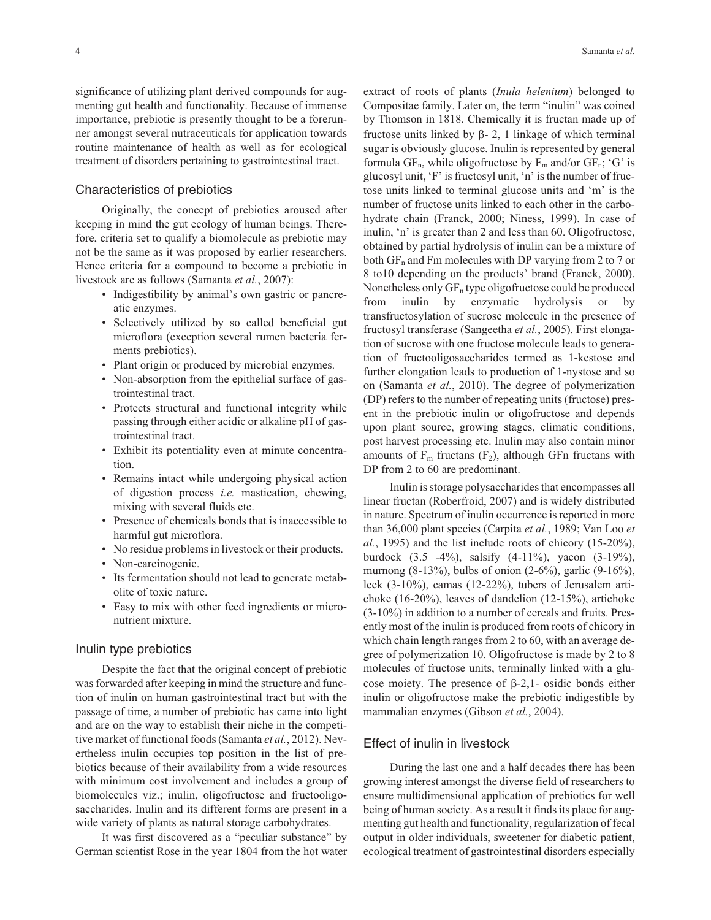significance of utilizing plant derived compounds for augmenting gut health and functionality. Because of immense importance, prebiotic is presently thought to be a forerunner amongst several nutraceuticals for application towards routine maintenance of health as well as for ecological treatment of disorders pertaining to gastrointestinal tract.

## Characteristics of prebiotics

Originally, the concept of prebiotics aroused after keeping in mind the gut ecology of human beings. Therefore, criteria set to qualify a biomolecule as prebiotic may not be the same as it was proposed by earlier researchers. Hence criteria for a compound to become a prebiotic in livestock are as follows (Samanta *et al.*, 2007):

- Indigestibility by animal's own gastric or pancreatic enzymes.
- Selectively utilized by so called beneficial gut microflora (exception several rumen bacteria ferments prebiotics).
- Plant origin or produced by microbial enzymes.
- Non-absorption from the epithelial surface of gastrointestinal tract.
- Protects structural and functional integrity while passing through either acidic or alkaline pH of gastrointestinal tract.
- Exhibit its potentiality even at minute concentration.
- Remains intact while undergoing physical action of digestion process *i.e.* mastication, chewing, mixing with several fluids etc.
- Presence of chemicals bonds that is inaccessible to harmful gut microflora.
- No residue problems in livestock or their products.
- Non-carcinogenic.
- Its fermentation should not lead to generate metabolite of toxic nature.
- Easy to mix with other feed ingredients or micronutrient mixture.

## Inulin type prebiotics

Despite the fact that the original concept of prebiotic was forwarded after keeping in mind the structure and function of inulin on human gastrointestinal tract but with the passage of time, a number of prebiotic has came into light and are on the way to establish their niche in the competitive market of functional foods (Samanta *et al.*, 2012). Nevertheless inulin occupies top position in the list of prebiotics because of their availability from a wide resources with minimum cost involvement and includes a group of biomolecules viz.; inulin, oligofructose and fructooligosaccharides. Inulin and its different forms are present in a wide variety of plants as natural storage carbohydrates.

It was first discovered as a "peculiar substance" by German scientist Rose in the year 1804 from the hot water extract of roots of plants (*Inula helenium*) belonged to Compositae family. Later on, the term "inulin" was coined by Thomson in 1818. Chemically it is fructan made up of fructose units linked by β- 2, 1 linkage of which terminal sugar is obviously glucose. Inulin is represented by general formula $GF_n$, while oligofructose by $F_m$ and/or $GF_n$; 'G' is glucosyl unit, 'F' is fructosyl unit, 'n' is the number of fructose units linked to terminal glucose units and 'm' is the number of fructose units linked to each other in the carbohydrate chain (Franck, 2000; Niness, 1999). In case of inulin, 'n' is greater than 2 and less than 60. Oligofructose, obtained by partial hydrolysis of inulin can be a mixture of both $GF_n$ and Fm molecules with DP varying from 2 to 7 or 8 to10 depending on the products' brand (Franck, 2000). Nonetheless only $GF_n$ type oligofructose could be produced from inulin by enzymatic hydrolysis or by transfructosylation of sucrose molecule in the presence of fructosyl transferase (Sangeetha *et al.*, 2005). First elongation of sucrose with one fructose molecule leads to generation of fructooligosaccharides termed as 1-kestose and further elongation leads to production of 1-nystose and so on (Samanta *et al.*, 2010). The degree of polymerization (DP) refers to the number of repeating units (fructose) present in the prebiotic inulin or oligofructose and depends upon plant source, growing stages, climatic conditions, post harvest processing etc. Inulin may also contain minor amounts of $F_m$ fructans ($F_2$), although GFn fructans with DP from 2 to 60 are predominant.

Inulin is storage polysaccharides that encompasses all linear fructan (Roberfroid, 2007) and is widely distributed in nature. Spectrum of inulin occurrence is reported in more than 36,000 plant species (Carpita *et al.*, 1989; Van Loo *et al.*, 1995) and the list include roots of chicory (15-20%), burdock (3.5 -4%), salsify (4-11%), yacon (3-19%), murnong (8-13%), bulbs of onion (2-6%), garlic (9-16%), leek (3-10%), camas (12-22%), tubers of Jerusalem artichoke (16-20%), leaves of dandelion (12-15%), artichoke (3-10%) in addition to a number of cereals and fruits. Presently most of the inulin is produced from roots of chicory in which chain length ranges from 2 to 60, with an average degree of polymerization 10. Oligofructose is made by 2 to 8 molecules of fructose units, terminally linked with a glucose moiety. The presence of β-2,1- osidic bonds either inulin or oligofructose make the prebiotic indigestible by mammalian enzymes (Gibson *et al.*, 2004).

## Effect of inulin in livestock

During the last one and a half decades there has been growing interest amongst the diverse field of researchers to ensure multidimensional application of prebiotics for well being of human society. As a result it finds its place for augmenting gut health and functionality, regularization of fecal output in older individuals, sweetener for diabetic patient, ecological treatment of gastrointestinal disorders especially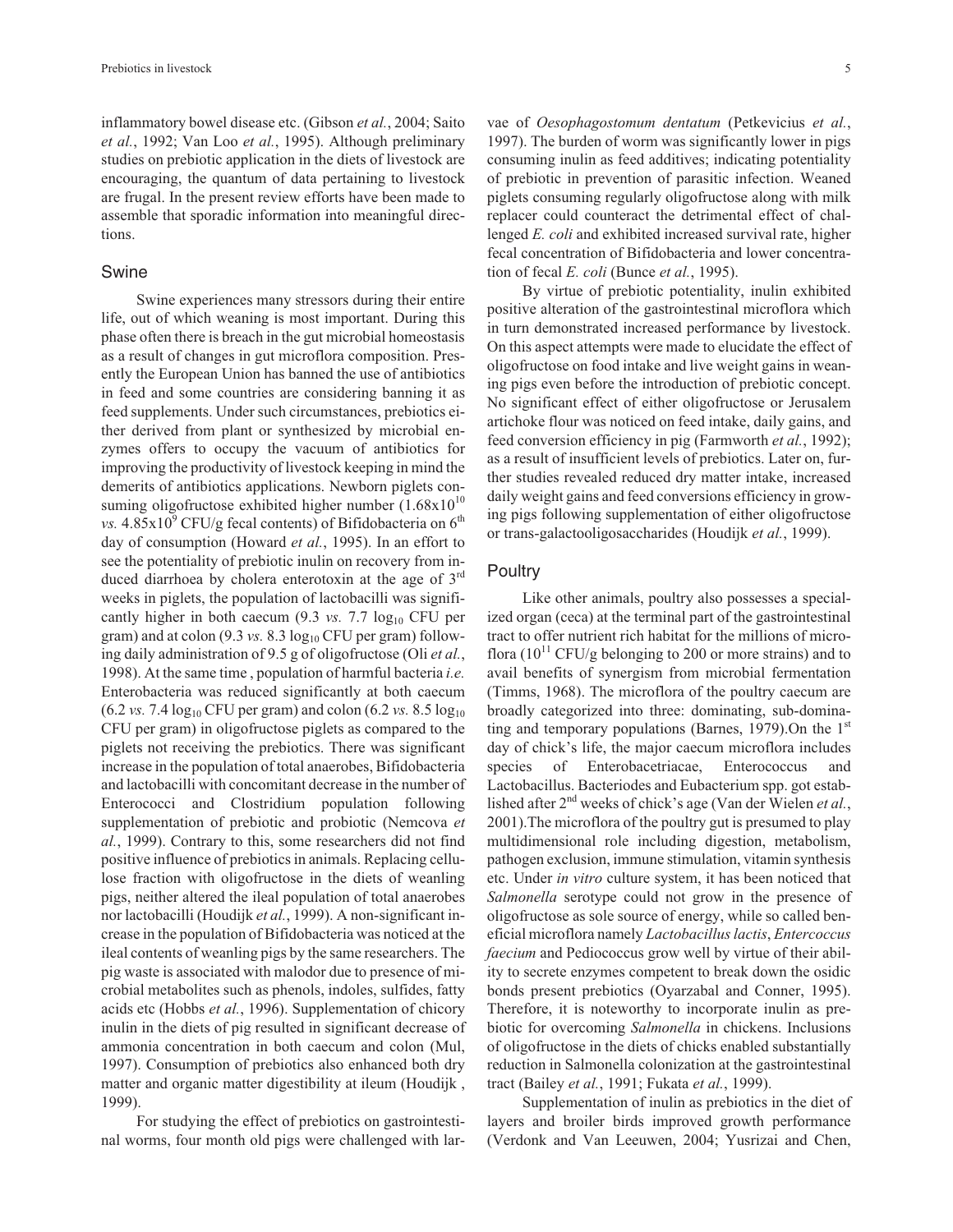inflammatory bowel disease etc. (Gibson *et al.*, 2004; Saito *et al.*, 1992; Van Loo *et al.*, 1995). Although preliminary studies on prebiotic application in the diets of livestock are encouraging, the quantum of data pertaining to livestock are frugal. In the present review efforts have been made to assemble that sporadic information into meaningful directions.

## Swine

Swine experiences many stressors during their entire life, out of which weaning is most important. During this phase often there is breach in the gut microbial homeostasis as a result of changes in gut microflora composition. Presently the European Union has banned the use of antibiotics in feed and some countries are considering banning it as feed supplements. Under such circumstances, prebiotics either derived from plant or synthesized by microbial enzymes offers to occupy the vacuum of antibiotics for improving the productivity of livestock keeping in mind the demerits of antibiotics applications. Newborn piglets consuming oligofructose exhibited higher number ($1.68 \times 10^{10}$ *vs.* $4.85 \times 10^{9}$ CFU/g fecal contents) of Bifidobacteria on 6th day of consumption (Howard *et al.*, 1995). In an effort to see the potentiality of prebiotic inulin on recovery from induced diarrhoea by cholera enterotoxin at the age of 3rd weeks in piglets, the population of lactobacilli was significantly higher in both caecum (9.3 *vs.* 7.7 $\log_{10}$ CFU per gram) and at colon (9.3 *vs.* 8.3 $\log_{10}$ CFU per gram) following daily administration of 9.5 g of oligofructose (Oli *et al.*, 1998). At the same time , population of harmful bacteria *i.e.* Enterobacteria was reduced significantly at both caecum (6.2 *vs.* 7.4 $\log_{10}$ CFU per gram) and colon (6.2 *vs.* 8.5 $\log_{10}$ CFU per gram) in oligofructose piglets as compared to the piglets not receiving the prebiotics. There was significant increase in the population of total anaerobes, Bifidobacteria and lactobacilli with concomitant decrease in the number of Enterococci and Clostridium population following supplementation of prebiotic and probiotic (Nemcova *et al.*, 1999). Contrary to this, some researchers did not find positive influence of prebiotics in animals. Replacing cellulose fraction with oligofructose in the diets of weanling pigs, neither altered the ileal population of total anaerobes nor lactobacilli (Houdijk *et al.*, 1999). A non-significant increase in the population of Bifidobacteria was noticed at the ileal contents of weanling pigs by the same researchers. The pig waste is associated with malodor due to presence of microbial metabolites such as phenols, indoles, sulfides, fatty acids etc (Hobbs *et al.*, 1996). Supplementation of chicory inulin in the diets of pig resulted in significant decrease of ammonia concentration in both caecum and colon (Mul, 1997). Consumption of prebiotics also enhanced both dry matter and organic matter digestibility at ileum (Houdijk , 1999).

For studying the effect of prebiotics on gastrointestinal worms, four month old pigs were challenged with larvae of *Oesophagostomum dentatum* (Petkevicius *et al.*, 1997). The burden of worm was significantly lower in pigs consuming inulin as feed additives; indicating potentiality of prebiotic in prevention of parasitic infection. Weaned piglets consuming regularly oligofructose along with milk replacer could counteract the detrimental effect of challenged *E. coli* and exhibited increased survival rate, higher fecal concentration of Bifidobacteria and lower concentration of fecal *E. coli* (Bunce *et al.*, 1995).

By virtue of prebiotic potentiality, inulin exhibited positive alteration of the gastrointestinal microflora which in turn demonstrated increased performance by livestock. On this aspect attempts were made to elucidate the effect of oligofructose on food intake and live weight gains in weaning pigs even before the introduction of prebiotic concept. No significant effect of either oligofructose or Jerusalem artichoke flour was noticed on feed intake, daily gains, and feed conversion efficiency in pig (Farmworth *et al.*, 1992); as a result of insufficient levels of prebiotics. Later on, further studies revealed reduced dry matter intake, increased daily weight gains and feed conversions efficiency in growing pigs following supplementation of either oligofructose or trans-galactooligosaccharides (Houdijk *et al.*, 1999).

## Poultry

Like other animals, poultry also possesses a specialized organ (ceca) at the terminal part of the gastrointestinal tract to offer nutrient rich habitat for the millions of microflora ($10^{11}$ CFU/g belonging to 200 or more strains) and to avail benefits of synergism from microbial fermentation (Timms, 1968). The microflora of the poultry caecum are broadly categorized into three: dominating, sub-dominating and temporary populations (Barnes, 1979).On the 1st day of chick's life, the major caecum microflora includes species of Enterobacetriacae, Enterococcus and Lactobacillus. Bacteriodes and Eubacterium spp. got established after 2nd weeks of chick's age (Van der Wielen *et al.*, 2001).The microflora of the poultry gut is presumed to play multidimensional role including digestion, metabolism, pathogen exclusion, immune stimulation, vitamin synthesis etc. Under *in vitro* culture system, it has been noticed that *Salmonella* serotype could not grow in the presence of oligofructose as sole source of energy, while so called beneficial microflora namely *Lactobacillus lactis*, *Entercoccus faecium* and Pediococcus grow well by virtue of their ability to secrete enzymes competent to break down the osidic bonds present prebiotics (Oyarzabal and Conner, 1995). Therefore, it is noteworthy to incorporate inulin as prebiotic for overcoming *Salmonella* in chickens. Inclusions of oligofructose in the diets of chicks enabled substantially reduction in Salmonella colonization at the gastrointestinal tract (Bailey *et al.*, 1991; Fukata *et al.*, 1999).

Supplementation of inulin as prebiotics in the diet of layers and broiler birds improved growth performance (Verdonk and Van Leeuwen, 2004; Yusrizai and Chen,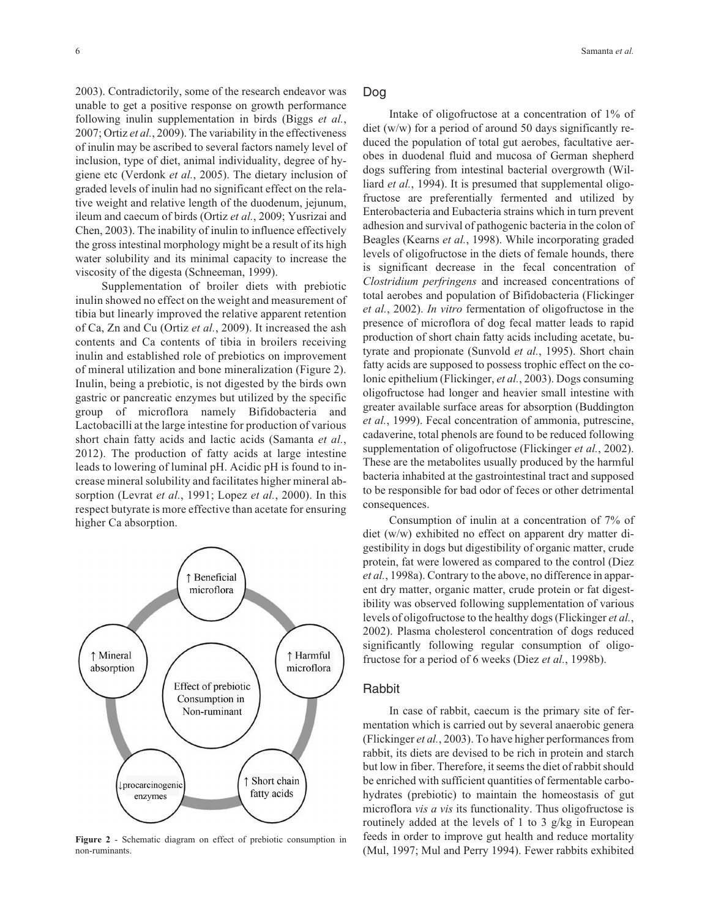2003). Contradictorily, some of the research endeavor was unable to get a positive response on growth performance following inulin supplementation in birds (Biggs *et al.*, 2007; Ortiz *et al.*, 2009). The variability in the effectiveness of inulin may be ascribed to several factors namely level of inclusion, type of diet, animal individuality, degree of hygiene etc (Verdonk *et al.*, 2005). The dietary inclusion of graded levels of inulin had no significant effect on the relative weight and relative length of the duodenum, jejunum, ileum and caecum of birds (Ortiz *et al.*, 2009; Yusrizai and Chen, 2003). The inability of inulin to influence effectively the gross intestinal morphology might be a result of its high water solubility and its minimal capacity to increase the viscosity of the digesta (Schneeman, 1999).

Supplementation of broiler diets with prebiotic inulin showed no effect on the weight and measurement of tibia but linearly improved the relative apparent retention of Ca, Zn and Cu (Ortiz *et al.*, 2009). It increased the ash contents and Ca contents of tibia in broilers receiving inulin and established role of prebiotics on improvement of mineral utilization and bone mineralization (Figure 2). Inulin, being a prebiotic, is not digested by the birds own gastric or pancreatic enzymes but utilized by the specific group of microflora namely Bifidobacteria and Lactobacilli at the large intestine for production of various short chain fatty acids and lactic acids (Samanta *et al.*, 2012). The production of fatty acids at large intestine leads to lowering of luminal pH. Acidic pH is found to increase mineral solubility and facilitates higher mineral absorption (Levrat *et al.*, 1991; Lopez *et al.*, 2000). In this respect butyrate is more effective than acetate for ensuring higher Ca absorption.

Effect of prebiotic Consumption in Non-ruminant: ↑ Beneficial microflora; ↑ Harmful microflora; ↑ Short chain fatty acids; ↓procarcinogenic enzymes; ↑ Mineral absorption

**Figure 2** - Schematic diagram on effect of prebiotic consumption in non-ruminants.

## Dog

Intake of oligofructose at a concentration of 1% of diet (w/w) for a period of around 50 days significantly reduced the population of total gut aerobes, facultative aerobes in duodenal fluid and mucosa of German shepherd dogs suffering from intestinal bacterial overgrowth (Williard *et al.*, 1994). It is presumed that supplemental oligofructose are preferentially fermented and utilized by Enterobacteria and Eubacteria strains which in turn prevent adhesion and survival of pathogenic bacteria in the colon of Beagles (Kearns *et al.*, 1998). While incorporating graded levels of oligofructose in the diets of female hounds, there is significant decrease in the fecal concentration of *Clostridium perfringens* and increased concentrations of total aerobes and population of Bifidobacteria (Flickinger *et al.*, 2002). *In vitro* fermentation of oligofructose in the presence of microflora of dog fecal matter leads to rapid production of short chain fatty acids including acetate, butyrate and propionate (Sunvold *et al.*, 1995). Short chain fatty acids are supposed to possess trophic effect on the colonic epithelium (Flickinger, *et al.*, 2003). Dogs consuming oligofructose had longer and heavier small intestine with greater available surface areas for absorption (Buddington *et al.*, 1999). Fecal concentration of ammonia, putrescine, cadaverine, total phenols are found to be reduced following supplementation of oligofructose (Flickinger *et al.*, 2002). These are the metabolites usually produced by the harmful bacteria inhabited at the gastrointestinal tract and supposed to be responsible for bad odor of feces or other detrimental consequences.

Consumption of inulin at a concentration of 7% of diet (w/w) exhibited no effect on apparent dry matter digestibility in dogs but digestibility of organic matter, crude protein, fat were lowered as compared to the control (Diez *et al.*, 1998a). Contrary to the above, no difference in apparent dry matter, organic matter, crude protein or fat digestibility was observed following supplementation of various levels of oligofructose to the healthy dogs (Flickinger *et al.*, 2002). Plasma cholesterol concentration of dogs reduced significantly following regular consumption of oligofructose for a period of 6 weeks (Diez *et al.*, 1998b).

## Rabbit

In case of rabbit, caecum is the primary site of fermentation which is carried out by several anaerobic genera (Flickinger *et al.*, 2003). To have higher performances from rabbit, its diets are devised to be rich in protein and starch but low in fiber. Therefore, it seems the diet of rabbit should be enriched with sufficient quantities of fermentable carbohydrates (prebiotic) to maintain the homeostasis of gut microflora *vis a vis* its functionality. Thus oligofructose is routinely added at the levels of 1 to 3 g/kg in European feeds in order to improve gut health and reduce mortality (Mul, 1997; Mul and Perry 1994). Fewer rabbits exhibited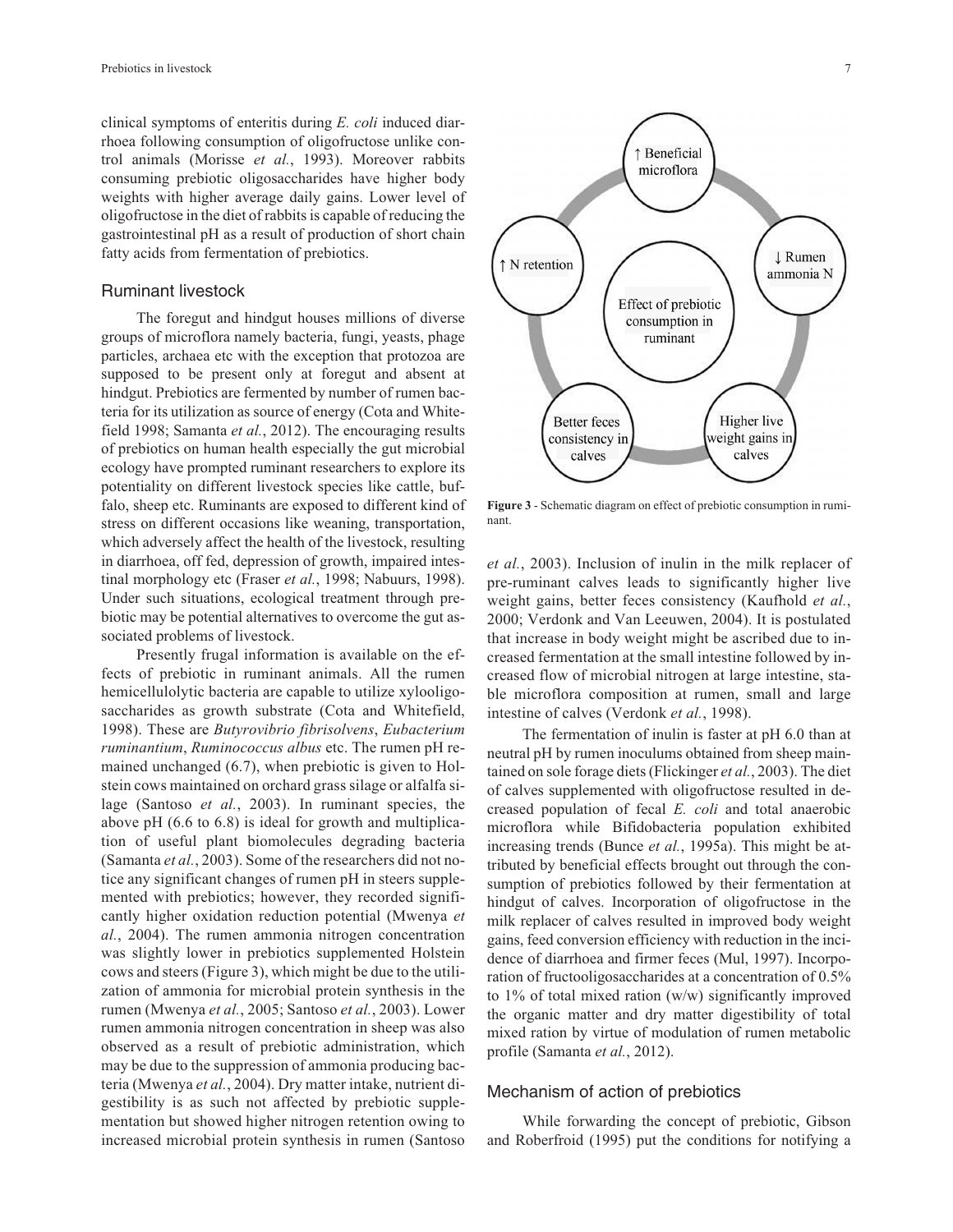clinical symptoms of enteritis during *E. coli* induced diarrhoea following consumption of oligofructose unlike control animals (Morisse *et al.*, 1993). Moreover rabbits consuming prebiotic oligosaccharides have higher body weights with higher average daily gains. Lower level of oligofructose in the diet of rabbits is capable of reducing the gastrointestinal pH as a result of production of short chain fatty acids from fermentation of prebiotics.

## Ruminant livestock

The foregut and hindgut houses millions of diverse groups of microflora namely bacteria, fungi, yeasts, phage particles, archaea etc with the exception that protozoa are supposed to be present only at foregut and absent at hindgut. Prebiotics are fermented by number of rumen bacteria for its utilization as source of energy (Cota and Whitefield 1998; Samanta *et al.*, 2012). The encouraging results of prebiotics on human health especially the gut microbial ecology have prompted ruminant researchers to explore its potentiality on different livestock species like cattle, buffalo, sheep etc. Ruminants are exposed to different kind of stress on different occasions like weaning, transportation, which adversely affect the health of the livestock, resulting in diarrhoea, off fed, depression of growth, impaired intestinal morphology etc (Fraser *et al.*, 1998; Nabuurs, 1998). Under such situations, ecological treatment through prebiotic may be potential alternatives to overcome the gut associated problems of livestock.

Presently frugal information is available on the effects of prebiotic in ruminant animals. All the rumen hemicellulolytic bacteria are capable to utilize xylooligosaccharides as growth substrate (Cota and Whitefield, 1998). These are *Butyrovibrio fibrisolvens*, *Eubacterium ruminantium*, *Ruminococcus albus* etc. The rumen pH remained unchanged (6.7), when prebiotic is given to Holstein cows maintained on orchard grass silage or alfalfa silage (Santoso *et al.*, 2003). In ruminant species, the above pH (6.6 to 6.8) is ideal for growth and multiplication of useful plant biomolecules degrading bacteria (Samanta *et al.*, 2003). Some of the researchers did not notice any significant changes of rumen pH in steers supplemented with prebiotics; however, they recorded significantly higher oxidation reduction potential (Mwenya *et al.*, 2004). The rumen ammonia nitrogen concentration was slightly lower in prebiotics supplemented Holstein cows and steers (Figure 3), which might be due to the utilization of ammonia for microbial protein synthesis in the rumen (Mwenya *et al.*, 2005; Santoso *et al.*, 2003). Lower rumen ammonia nitrogen concentration in sheep was also observed as a result of prebiotic administration, which may be due to the suppression of ammonia producing bacteria (Mwenya *et al.*, 2004). Dry matter intake, nutrient digestibility is as such not affected by prebiotic supplementation but showed higher nitrogen retention owing to increased microbial protein synthesis in rumen (Santoso *et al.*, 2003). Inclusion of inulin in the milk replacer of pre-ruminant calves leads to significantly higher live weight gains, better feces consistency (Kaufhold *et al.*, 2000; Verdonk and Van Leeuwen, 2004). It is postulated that increase in body weight might be ascribed due to increased fermentation at the small intestine followed by increased flow of microbial nitrogen at large intestine, stable microflora composition at rumen, small and large intestine of calves (Verdonk *et al.*, 1998).

Figure 3 - Schematic diagram on effect of prebiotic consumption in ruminant.

The fermentation of inulin is faster at pH 6.0 than at neutral pH by rumen inoculums obtained from sheep maintained on sole forage diets (Flickinger *et al.*, 2003). The diet of calves supplemented with oligofructose resulted in decreased population of fecal *E. coli* and total anaerobic microflora while Bifidobacteria population exhibited increasing trends (Bunce *et al.*, 1995a). This might be attributed by beneficial effects brought out through the consumption of prebiotics followed by their fermentation at hindgut of calves. Incorporation of oligofructose in the milk replacer of calves resulted in improved body weight gains, feed conversion efficiency with reduction in the incidence of diarrhoea and firmer feces (Mul, 1997). Incorporation of fructooligosaccharides at a concentration of 0.5% to 1% of total mixed ration (w/w) significantly improved the organic matter and dry matter digestibility of total mixed ration by virtue of modulation of rumen metabolic profile (Samanta *et al.*, 2012).

## Mechanism of action of prebiotics

While forwarding the concept of prebiotic, Gibson and Roberfroid (1995) put the conditions for notifying a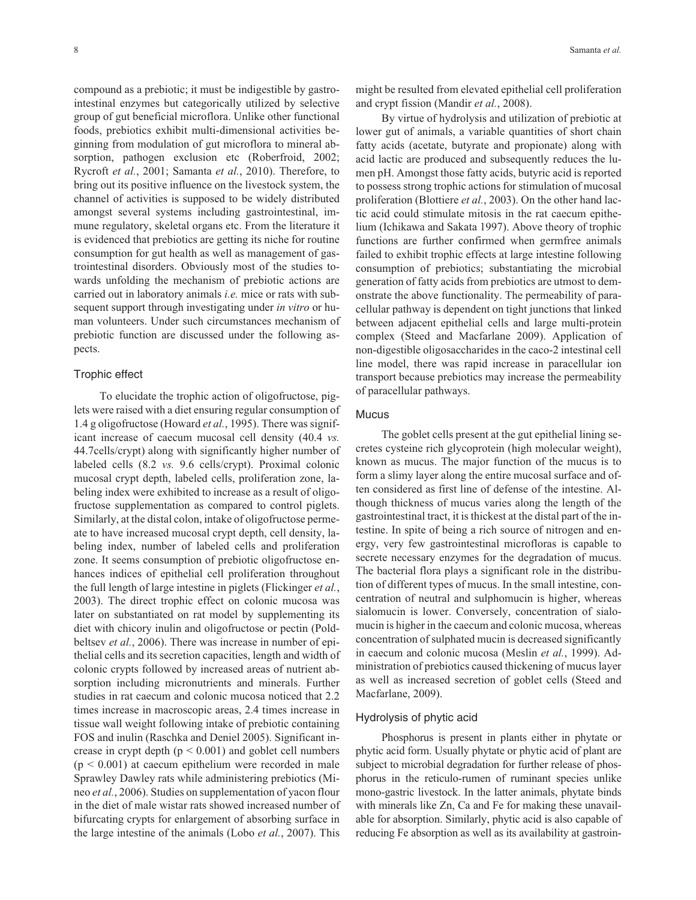compound as a prebiotic; it must be indigestible by gastrointestinal enzymes but categorically utilized by selective group of gut beneficial microflora. Unlike other functional foods, prebiotics exhibit multi-dimensional activities beginning from modulation of gut microflora to mineral absorption, pathogen exclusion etc (Roberfroid, 2002; Rycroft *et al.*, 2001; Samanta *et al.*, 2010). Therefore, to bring out its positive influence on the livestock system, the channel of activities is supposed to be widely distributed amongst several systems including gastrointestinal, immune regulatory, skeletal organs etc. From the literature it is evidenced that prebiotics are getting its niche for routine consumption for gut health as well as management of gastrointestinal disorders. Obviously most of the studies towards unfolding the mechanism of prebiotic actions are carried out in laboratory animals *i.e.* mice or rats with subsequent support through investigating under *in vitro* or human volunteers. Under such circumstances mechanism of prebiotic function are discussed under the following aspects.

### Trophic effect

To elucidate the trophic action of oligofructose, piglets were raised with a diet ensuring regular consumption of 1.4 g oligofructose (Howard *et al.*, 1995). There was significant increase of caeum mucosal cell density (40.4 *vs.* 44.7cells/crypt) along with significantly higher number of labeled cells (8.2 *vs.* 9.6 cells/crypt). Proximal colonic mucosal crypt depth, labeled cells, proliferation zone, labeling index were exhibited to increase as a result of oligofructose supplementation as compared to control piglets. Similarly, at the distal colon, intake of oligofructose permeate to have increased mucosal crypt depth, cell density, labeling index, number of labeled cells and proliferation zone. It seems consumption of prebiotic oligofructose enhances indices of epithelial cell proliferation throughout the full length of large intestine in piglets (Flickinger *et al.*, 2003). The direct trophic effect on colonic mucosa was later on substantiated on rat model by supplementing its diet with chicory inulin and oligofructose or pectin (Poldbeltsev *et al.*, 2006). There was increase in number of epithelial cells and its secretion capacities, length and width of colonic crypts followed by increased areas of nutrient absorption including micronutrients and minerals. Further studies in rat caecum and colonic mucosa noticed that 2.2 times increase in macroscopic areas, 2.4 times increase in tissue wall weight following intake of prebiotic containing FOS and inulin (Raschka and Deniel 2005). Significant increase in crypt depth ($p < 0.001$) and goblet cell numbers ($p < 0.001$) at caecum epithelium were recorded in male Sprawley Dawley rats while administering prebiotics (Mineo *et al.*, 2006). Studies on supplementation of yacon flour in the diet of male wistar rats showed increased number of bifurcating crypts for enlargement of absorbing surface in the large intestine of the animals (Lobo *et al.*, 2007). This might be resulted from elevated epithelial cell proliferation and crypt fission (Mandir *et al.*, 2008).

By virtue of hydrolysis and utilization of prebiotic at lower gut of animals, a variable quantities of short chain fatty acids (acetate, butyrate and propionate) along with acid lactic are produced and subsequently reduces the lumen pH. Amongst those fatty acids, butyric acid is reported to possess strong trophic actions for stimulation of mucosal proliferation (Blottiere *et al.*, 2003). On the other hand lactic acid could stimulate mitosis in the rat caecum epithelium (Ichikawa and Sakata 1997). Above theory of trophic functions are further confirmed when germfree animals failed to exhibit trophic effects at large intestine following consumption of prebiotics; substantiating the microbial generation of fatty acids from prebiotics are utmost to demonstrate the above functionality. The permeability of paracellular pathway is dependent on tight junctions that linked between adjacent epithelial cells and large multi-protein complex (Steed and Macfarlane 2009). Application of non-digestible oligosaccharides in the caco-2 intestinal cell line model, there was rapid increase in paracellular ion transport because prebiotics may increase the permeability of paracellular pathways.

### Mucus

The goblet cells present at the gut epithelial lining secretes cysteine rich glycoprotein (high molecular weight), known as mucus. The major function of the mucus is to form a slimy layer along the entire mucosal surface and often considered as first line of defense of the intestine. Although thickness of mucus varies along the length of the gastrointestinal tract, it is thickest at the distal part of the intestine. In spite of being a rich source of nitrogen and energy, very few gastrointestinal microfloras is capable to secrete necessary enzymes for the degradation of mucus. The bacterial flora plays a significant role in the distribution of different types of mucus. In the small intestine, concentration of neutral and sulphomucin is higher, whereas sialomucin is lower. Conversely, concentration of sialomucin is higher in the caecum and colonic mucosa, whereas concentration of sulphated mucin is decreased significantly in caecum and colonic mucosa (Meslin *et al.*, 1999). Administration of prebiotics caused thickening of mucus layer as well as increased secretion of goblet cells (Steed and Macfarlane, 2009).

### Hydrolysis of phytic acid

Phosphorus is present in plants either in phytate or phytic acid form. Usually phytate or phytic acid of plant are subject to microbial degradation for further release of phosphorus in the reticulo-rumen of ruminant species unlike mono-gastric livestock. In the latter animals, phytate binds with minerals like Zn, Ca and Fe for making these unavailable for absorption. Similarly, phytic acid is also capable of reducing Fe absorption as well as its availability at gastroin-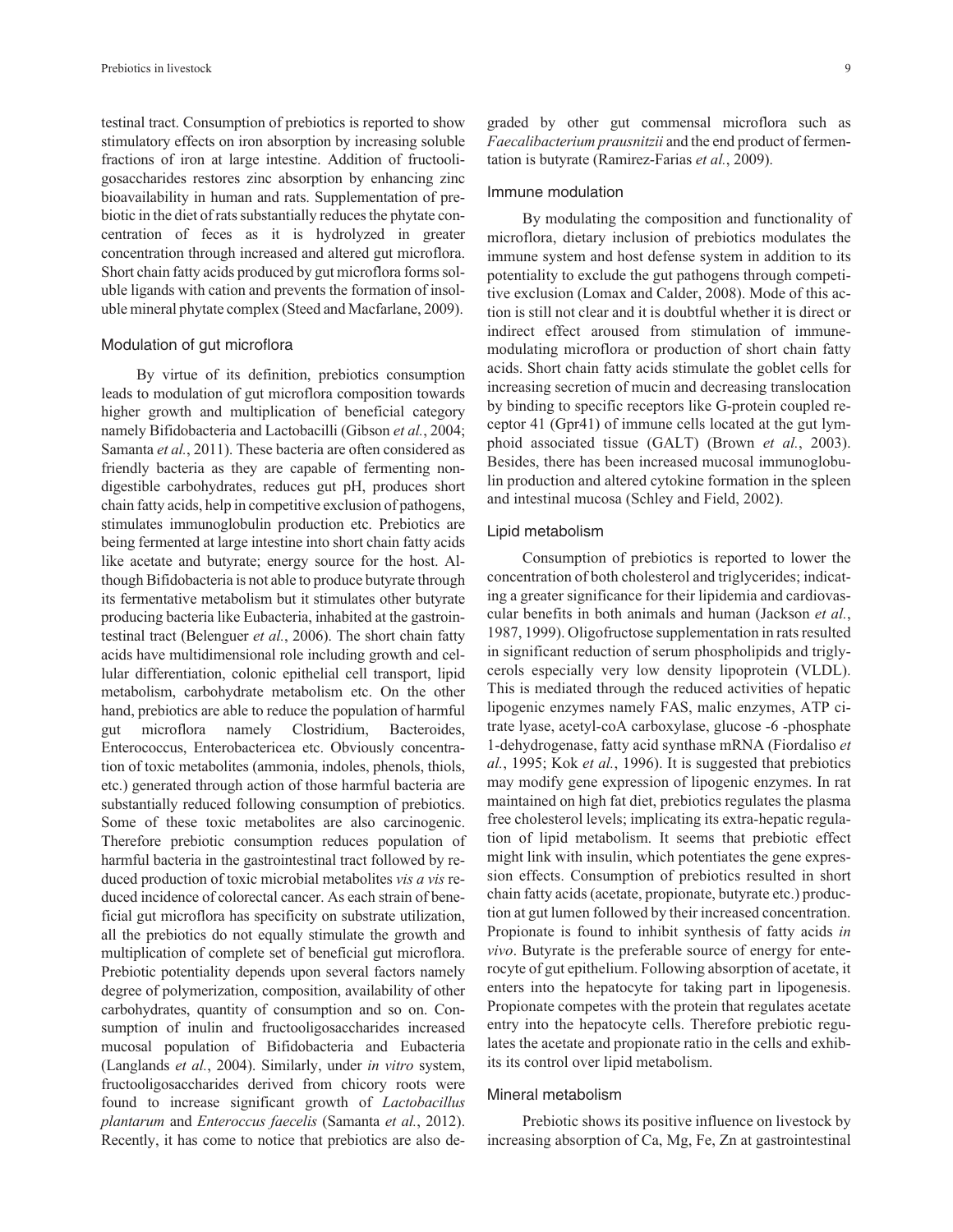testinal tract. Consumption of prebiotics is reported to show stimulatory effects on iron absorption by increasing soluble fractions of iron at large intestine. Addition of fructooligosaccharides restores zinc absorption by enhancing zinc bioavailability in human and rats. Supplementation of prebiotic in the diet of rats substantially reduces the phytate concentration of feces as it is hydrolyzed in greater concentration through increased and altered gut microflora. Short chain fatty acids produced by gut microflora forms soluble ligands with cation and prevents the formation of insoluble mineral phytate complex (Steed and Macfarlane, 2009).

### Modulation of gut microflora

By virtue of its definition, prebiotics consumption leads to modulation of gut microflora composition towards higher growth and multiplication of beneficial category namely Bifidobacteria and Lactobacilli (Gibson *et al.*, 2004; Samanta *et al.*, 2011). These bacteria are often considered as friendly bacteria as they are capable of fermenting non-digestible carbohydrates, reduces gut pH, produces short chain fatty acids, help in competitive exclusion of pathogens, stimulates immunoglobulin production etc. Prebiotics are being fermented at large intestine into short chain fatty acids like acetate and butyrate; energy source for the host. Although Bifidobacteria is not able to produce butyrate through its fermentative metabolism but it stimulates other butyrate producing bacteria like Eubacteria, inhabited at the gastrointestinal tract (Belenguer *et al.*, 2006). The short chain fatty acids have multidimensional role including growth and cellular differentiation, colonic epithelial cell transport, lipid metabolism, carbohydrate metabolism etc. On the other hand, prebiotics are able to reduce the population of harmful gut microflora namely Clostridium, Bacteroides, Enterococcus, Enterobactericea etc. Obviously concentration of toxic metabolites (ammonia, indoles, phenols, thiols, etc.) generated through action of those harmful bacteria are substantially reduced following consumption of prebiotics. Some of these toxic metabolites are also carcinogenic. Therefore prebiotic consumption reduces population of harmful bacteria in the gastrointestinal tract followed by reduced production of toxic microbial metabolites *vis a vis* reduced incidence of colorectal cancer. As each strain of beneficial gut microflora has specificity on substrate utilization, all the prebiotics do not equally stimulate the growth and multiplication of complete set of beneficial gut microflora. Prebiotic potentiality depends upon several factors namely degree of polymerization, composition, availability of other carbohydrates, quantity of consumption and so on. Consumption of inulin and fructooligosaccharides increased mucosal population of Bifidobacteria and Eubacteria (Langlands *et al.*, 2004). Similarly, under *in vitro* system, fructooligosaccharides derived from chicory roots were found to increase significant growth of *Lactobacillus plantarum* and *Enteroccus faecelis* (Samanta *et al.*, 2012). Recently, it has come to notice that prebiotics are also degraded by other gut commensal microflora such as *Faecalibacterium prausnitzii* and the end product of fermentation is butyrate (Ramirez-Farias *et al.*, 2009).

### Immune modulation

By modulating the composition and functionality of microflora, dietary inclusion of prebiotics modulates the immune system and host defense system in addition to its potentiality to exclude the gut pathogens through competitive exclusion (Lomax and Calder, 2008). Mode of this action is still not clear and it is doubtful whether it is direct or indirect effect aroused from stimulation of immune-modulating microflora or production of short chain fatty acids. Short chain fatty acids stimulate the goblet cells for increasing secretion of mucin and decreasing translocation by binding to specific receptors like G-protein coupled receptor 41 (Gpr41) of immune cells located at the gut lymphoid associated tissue (GALT) (Brown *et al.*, 2003). Besides, there has been increased mucosal immunoglobulin production and altered cytokine formation in the spleen and intestinal mucosa (Schley and Field, 2002).

### Lipid metabolism

Consumption of prebiotics is reported to lower the concentration of both cholesterol and triglycerides; indicating a greater significance for their lipidemia and cardiovascular benefits in both animals and human (Jackson *et al.*, 1987, 1999). Oligofructose supplementation in rats resulted in significant reduction of serum phospholipids and triglycerols especially very low density lipoprotein (VLDL). This is mediated through the reduced activities of hepatic lipogenic enzymes namely FAS, malic enzymes, ATP citrate lyase, acetyl-coA carboxylase, glucose -6 -phosphate 1-dehydrogenase, fatty acid synthase mRNA (Fiordaliso *et al.*, 1995; Kok *et al.*, 1996). It is suggested that prebiotics may modify gene expression of lipogenic enzymes. In rat maintained on high fat diet, prebiotics regulates the plasma free cholesterol levels; implicating its extra-hepatic regulation of lipid metabolism. It seems that prebiotic effect might link with insulin, which potentiates the gene expression effects. Consumption of prebiotics resulted in short chain fatty acids (acetate, propionate, butyrate etc.) production at gut lumen followed by their increased concentration. Propionate is found to inhibit synthesis of fatty acids *in vivo*. Butyrate is the preferable source of energy for enterocyte of gut epithelium. Following absorption of acetate, it enters into the hepatocyte for taking part in lipogenesis. Propionate competes with the protein that regulates acetate entry into the hepatocyte cells. Therefore prebiotic regulates the acetate and propionate ratio in the cells and exhibits its control over lipid metabolism.

### Mineral metabolism

Prebiotic shows its positive influence on livestock by increasing absorption of Ca, Mg, Fe, Zn at gastrointestinal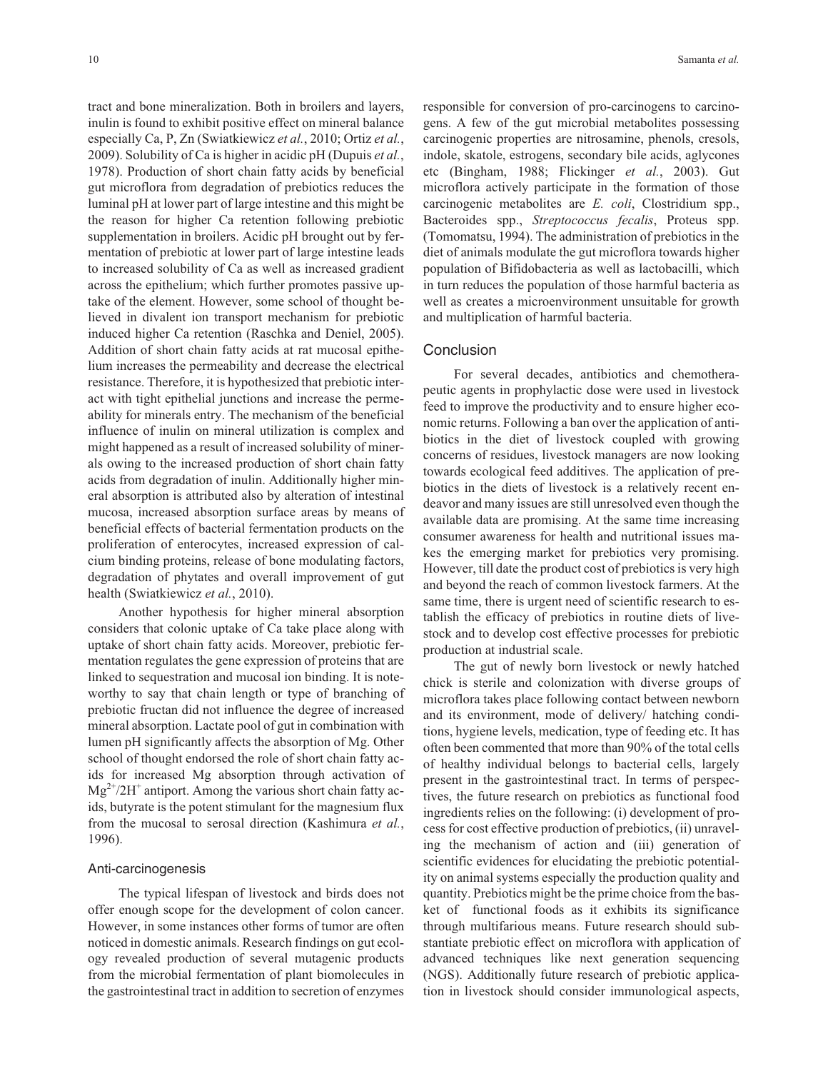tract and bone mineralization. Both in broilers and layers, inulin is found to exhibit positive effect on mineral balance especially Ca, P, Zn (Swiatkiewicz *et al.*, 2010; Ortiz *et al.*, 2009). Solubility of Ca is higher in acidic pH (Dupuis *et al.*, 1978). Production of short chain fatty acids by beneficial gut microflora from degradation of prebiotics reduces the luminal pH at lower part of large intestine and this might be the reason for higher Ca retention following prebiotic supplementation in broilers. Acidic pH brought out by fermentation of prebiotic at lower part of large intestine leads to increased solubility of Ca as well as increased gradient across the epithelium; which further promotes passive uptake of the element. However, some school of thought believed in divalent ion transport mechanism for prebiotic induced higher Ca retention (Raschka and Deniel, 2005). Addition of short chain fatty acids at rat mucosal epithelium increases the permeability and decrease the electrical resistance. Therefore, it is hypothesized that prebiotic interact with tight epithelial junctions and increase the permeability for minerals entry. The mechanism of the beneficial influence of inulin on mineral utilization is complex and might happened as a result of increased solubility of minerals owing to the increased production of short chain fatty acids from degradation of inulin. Additionally higher mineral absorption is attributed also by alteration of intestinal mucosa, increased absorption surface areas by means of beneficial effects of bacterial fermentation products on the proliferation of enterocytes, increased expression of calcium binding proteins, release of bone modulating factors, degradation of phytates and overall improvement of gut health (Swiatkiewicz *et al.*, 2010).

Another hypothesis for higher mineral absorption considers that colonic uptake of Ca take place along with uptake of short chain fatty acids. Moreover, prebiotic fermentation regulates the gene expression of proteins that are linked to sequestration and mucosal ion binding. It is noteworthy to say that chain length or type of branching of prebiotic fructan did not influence the degree of increased mineral absorption. Lactate pool of gut in combination with lumen pH significantly affects the absorption of Mg. Other school of thought endorsed the role of short chain fatty acids for increased Mg absorption through activation of $Mg^{2+}/2H^{+}$ antiport. Among the various short chain fatty acids, butyrate is the potent stimulant for the magnesium flux from the mucosal to serosal direction (Kashimura *et al.*, 1996).

### Anti-carcinogenesis

The typical lifespan of livestock and birds does not offer enough scope for the development of colon cancer. However, in some instances other forms of tumor are often noticed in domestic animals. Research findings on gut ecology revealed production of several mutagenic products from the microbial fermentation of plant biomolecules in the gastrointestinal tract in addition to secretion of enzymes responsible for conversion of pro-carcinogens to carcinogens. A few of the gut microbial metabolites possessing carcinogenic properties are nitrosamine, phenols, cresols, indole, skatole, estrogens, secondary bile acids, aglycones etc (Bingham, 1988; Flickinger *et al.*, 2003). Gut microflora actively participate in the formation of those carcinogenic metabolites are *E. coli*, Clostridium spp., Bacteroides spp., *Streptococcus fecalis*, Proteus spp. (Tomomatsu, 1994). The administration of prebiotics in the diet of animals modulate the gut microflora towards higher population of Bifidobacteria as well as lactobacilli, which in turn reduces the population of those harmful bacteria as well as creates a microenvironment unsuitable for growth and multiplication of harmful bacteria.

## Conclusion

For several decades, antibiotics and chemotherapeutic agents in prophylactic dose were used in livestock feed to improve the productivity and to ensure higher economic returns. Following a ban over the application of antibiotics in the diet of livestock coupled with growing concerns of residues, livestock managers are now looking towards ecological feed additives. The application of prebiotics in the diets of livestock is a relatively recent endeavor and many issues are still unresolved even though the available data are promising. At the same time increasing consumer awareness for health and nutritional issues makes the emerging market for prebiotics very promising. However, till date the product cost of prebiotics is very high and beyond the reach of common livestock farmers. At the same time, there is urgent need of scientific research to establish the efficacy of prebiotics in routine diets of livestock and to develop cost effective processes for prebiotic production at industrial scale.

The gut of newly born livestock or newly hatched chick is sterile and colonization with diverse groups of microflora takes place following contact between newborn and its environment, mode of delivery/ hatching conditions, hygiene levels, medication, type of feeding etc. It has often been commented that more than 90% of the total cells of healthy individual belongs to bacterial cells, largely present in the gastrointestinal tract. In terms of perspectives, the future research on prebiotics as functional food ingredients relies on the following: (i) development of process for cost effective production of prebiotics, (ii) unraveling the mechanism of action and (iii) generation of scientific evidences for elucidating the prebiotic potentiality on animal systems especially the production quality and quantity. Prebiotics might be the prime choice from the basket of functional foods as it exhibits its significance through multifarious means. Future research should substantiate prebiotic effect on microflora with application of advanced techniques like next generation sequencing (NGS). Additionally future research of prebiotic application in livestock should consider immunological aspects,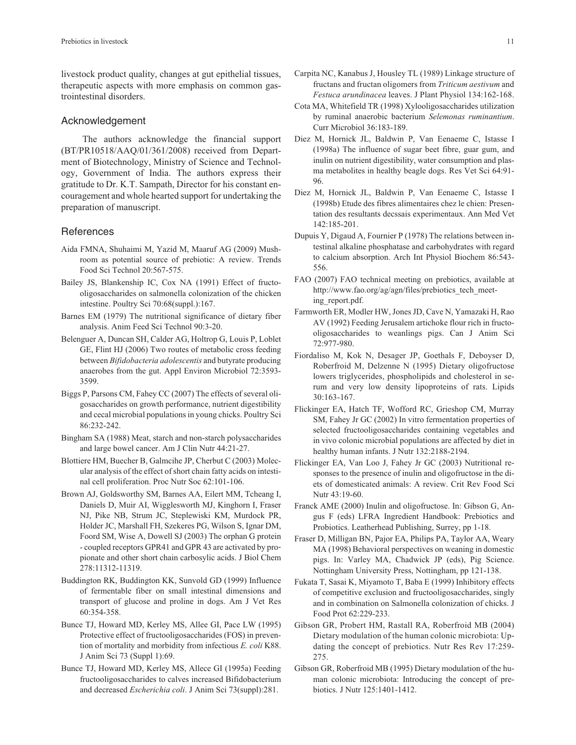livestock product quality, changes at gut epithelial tissues, therapeutic aspects with more emphasis on common gastrointestinal disorders.

## Acknowledgement

The authors acknowledge the financial support (BT/PR10518/AAQ/01/361/2008) received from Department of Biotechnology, Ministry of Science and Technology, Government of India. The authors express their gratitude to Dr. K.T. Sampath, Director for his constant encouragement and whole hearted support for undertaking the preparation of manuscript.

## References

Aida FMNA, Shuhaimi M, Yazid M, Maaruf AG (2009) Mushroom as potential source of prebiotic: A review. Trends Food Sci Technol 20:567-575.

Bailey JS, Blankenship IC, Cox NA (1991) Effect of fructo-oligosaccharides on salmonella colonization of the chicken intestine. Poultry Sci 70:68(suppl.):167.

Barnes EM (1979) The nutritional significance of dietary fiber analysis. Anim Feed Sci Technol 90:3-20.

Belenguer A, Duncan SH, Calder AG, Holtrop G, Louis P, Loblet GE, Flint HJ (2006) Two routes of metabolic cross feeding between *Bifidobacteria adolescentis* and butyrate producing anaerobes from the gut. Appl Environ Microbiol 72:3593-3599.

Biggs P, Parsons CM, Fahey CC (2007) The effects of several oligosaccharides on growth performance, nutrient digestibility and cecal microbial populations in young chicks. Poultry Sci 86:232-242.

Bingham SA (1988) Meat, starch and non-starch polysaccharides and large bowel cancer. Am J Clin Nutr 44:21-27.

Blottiere HM, Buecher B, Galmcihe JP, Cherbut C (2003) Molecular analysis of the effect of short chain fatty acids on intestinal cell proliferation. Proc Nutr Soc 62:101-106.

Brown AJ, Goldsworthy SM, Barnes AA, Eilert MM, Tcheang I, Daniels D, Muir AI, Wigglesworth MJ, Kinghorn I, Fraser NJ, Pike NB, Strum JC, Steplewiski KM, Murdock PR, Holder JC, Marshall FH, Szekeres PG, Wilson S, Ignar DM, Foord SM, Wise A, Dowell SJ (2003) The orphan G protein - coupled receptors GPR41 and GPR 43 are activated by propionate and other short chain carbosylic acids. J Biol Chem 278:11312-11319.

Buddington RK, Buddington KK, Sunvold GD (1999) Influence of fermentable fiber on small intestinal dimensions and transport of glucose and proline in dogs. Am J Vet Res 60:354-358.

Bunce TJ, Howard MD, Kerley MS, Allee GI, Pace LW (1995) Protective effect of fructooligosaccharides (FOS) in prevention of mortality and morbidity from infectious *E. coli* K88. J Anim Sci 73 (Suppl 1):69.

Bunce TJ, Howard MD, Kerley MS, Allece GI (1995a) Feeding fructooligosaccharides to calves increased Bifidobacterium and decreased *Escherichia coli*. J Anim Sci 73(suppl):281.

Carpita NC, Kanabus J, Housley TL (1989) Linkage structure of fructans and fructan oligomers from *Triticum aestivum* and *Festuca arundinacea* leaves. J Plant Physiol 134:162-168.

Cota MA, Whitefield TR (1998) Xylooligosaccharides utilization by ruminal anaerobic bacterium *Selemonas ruminantium*. Curr Microbiol 36:183-189.

Diez M, Hornick JL, Baldwin P, Van Eenaeme C, Istasse I (1998a) The influence of sugar beet fibre, guar gum, and inulin on nutrient digestibility, water consumption and plasma metabolites in healthy beagle dogs. Res Vet Sci 64:91-96.

Diez M, Hornick JL, Baldwin P, Van Eenaeme C, Istasse I (1998b) Etude des fibres alimentaires chez le chien: Presentation des resultants decssais experimentaux. Ann Med Vet 142:185-201.

Dupuis Y, Digaud A, Fournier P (1978) The relations between intestinal alkaline phosphatase and carbohydrates with regard to calcium absorption. Arch Int Physiol Biochem 86:543-556.

FAO (2007) FAO technical meeting on prebiotics, available at http://www.fao.org/ag/agn/files/prebiotics_tech_meeting_report.pdf.

Farmworth ER, Modler HW, Jones JD, Cave N, Yamazaki H, Rao AV (1992) Feeding Jerusalem artichoke flour rich in fructo-oligosaccharides to weanlings pigs. Can J Anim Sci 72:977-980.

Fiordaliso M, Kok N, Desager JP, Goethals F, Deboyser D, Roberfroid M, Delzenne N (1995) Dietary oligofructose lowers triglycerides, phospholipids and cholesterol in serum and very low density lipoproteins of rats. Lipids 30:163-167.

Flickinger EA, Hatch TF, Wofford RC, Grieshop CM, Murray SM, Fahey Jr GC (2002) In vitro fermentation properties of selected fructooligosaccharides containing vegetables and in vivo colonic microbial populations are affected by diet in healthy human infants. J Nutr 132:2188-2194.

Flickinger EA, Van Loo J, Fahey Jr GC (2003) Nutritional responses to the presence of inulin and oligofructose in the diets of domesticated animals: A review. Crit Rev Food Sci Nutr 43:19-60.

Franck AME (2000) Inulin and oligofructose. In: Gibson G, Angus F (eds) LFRA Ingredient Handbook: Prebiotics and Probiotics. Leatherhead Publishing, Surrey, pp 1-18.

Fraser D, Milligan BN, Pajor EA, Philips PA, Taylor AA, Weary MA (1998) Behavioral perspectives on weaning in domestic pigs. In: Varley MA, Chadwick JP (eds), Pig Science. Nottingham University Press, Nottingham, pg 121-138.

Fukata T, Sasai K, Miyamoto T, Baba E (1999) Inhibitory effects of competitive exclusion and fructooligosaccharides, singly and in combination on Salmonella colonization of chicks. J Food Prot 62:229-233.

Gibson GR, Probert HM, Rastall RA, Roberfroid MB (2004) Dietary modulation of the human colonic microbiota: Updating the concept of prebiotics. Nutr Res Rev 17:259-275.

Gibson GR, Roberfroid MB (1995) Dietary modulation of the human colonic microbiota: Introducing the concept of prebiotics. J Nutr 125:1401-1412.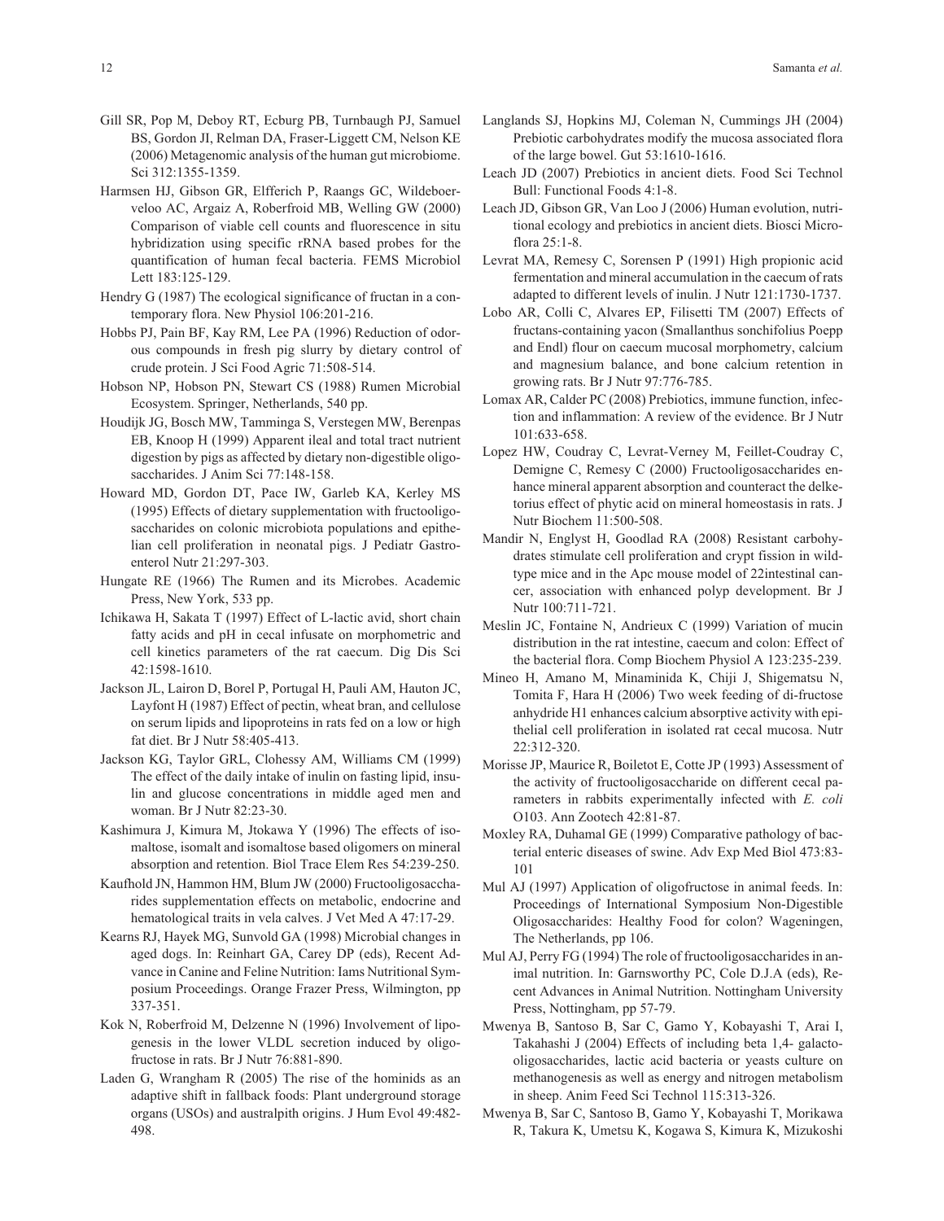Gill SR, Pop M, Deboy RT, Ecburg PB, Turnbaugh PJ, Samuel BS, Gordon JI, Relman DA, Fraser-Liggett CM, Nelson KE (2006) Metagenomic analysis of the human gut microbiome. Sci 312:1355-1359.

Harmsen HJ, Gibson GR, Elfferich P, Raangs GC, Wildeboer-veloo AC, Argaiz A, Roberfroid MB, Welling GW (2000) Comparison of viable cell counts and fluorescence in situ hybridization using specific rRNA based probes for the quantification of human fecal bacteria. FEMS Microbiol Lett 183:125-129.

Hendry G (1987) The ecological significance of fructan in a contemporary flora. New Physiol 106:201-216.

Hobbs PJ, Pain BF, Kay RM, Lee PA (1996) Reduction of odorous compounds in fresh pig slurry by dietary control of crude protein. J Sci Food Agric 71:508-514.

Hobson NP, Hobson PN, Stewart CS (1988) Rumen Microbial Ecosystem. Springer, Netherlands, 540 pp.

Houdijk JG, Bosch MW, Tamminga S, Verstegen MW, Berenpas EB, Knoop H (1999) Apparent ileal and total tract nutrient digestion by pigs as affected by dietary non-digestible oligosaccharides. J Anim Sci 77:148-158.

Howard MD, Gordon DT, Pace IW, Garleb KA, Kerley MS (1995) Effects of dietary supplementation with fructooligosaccharides on colonic microbiota populations and epithelian cell proliferation in neonatal pigs. J Pediatr Gastroenterol Nutr 21:297-303.

Hungate RE (1966) The Rumen and its Microbes. Academic Press, New York, 533 pp.

Ichikawa H, Sakata T (1997) Effect of L-lactic avid, short chain fatty acids and pH in cecal infusate on morphometric and cell kinetics parameters of the rat caecum. Dig Dis Sci 42:1598-1610.

Jackson JL, Lairon D, Borel P, Portugal H, Pauli AM, Hauton JC, Layfont H (1987) Effect of pectin, wheat bran, and cellulose on serum lipids and lipoproteins in rats fed on a low or high fat diet. Br J Nutr 58:405-413.

Jackson KG, Taylor GRL, Clohessy AM, Williams CM (1999) The effect of the daily intake of inulin on fasting lipid, insulin and glucose concentrations in middle aged men and woman. Br J Nutr 82:23-30.

Kashimura J, Kimura M, Jtokawa Y (1996) The effects of isomaltose, isomalt and isomaltose based oligomers on mineral absorption and retention. Biol Trace Elem Res 54:239-250.

Kaufhold JN, Hammon HM, Blum JW (2000) Fructooligosaccharides supplementation effects on metabolic, endocrine and hematological traits in vela calves. J Vet Med A 47:17-29.

Kearns RJ, Hayek MG, Sunvold GA (1998) Microbial changes in aged dogs. In: Reinhart GA, Carey DP (eds), Recent Advance in Canine and Feline Nutrition: Iams Nutritional Symposium Proceedings. Orange Frazer Press, Wilmington, pp 337-351.

Kok N, Roberfroid M, Delzenne N (1996) Involvement of lipogenesis in the lower VLDL secretion induced by oligofructose in rats. Br J Nutr 76:881-890.

Laden G, Wrangham R (2005) The rise of the hominids as an adaptive shift in fallback foods: Plant underground storage organs (USOs) and australpith origins. J Hum Evol 49:482-498.

Langlands SJ, Hopkins MJ, Coleman N, Cummings JH (2004) Prebiotic carbohydrates modify the mucosa associated flora of the large bowel. Gut 53:1610-1616.

Leach JD (2007) Prebiotics in ancient diets. Food Sci Technol Bull: Functional Foods 4:1-8.

Leach JD, Gibson GR, Van Loo J (2006) Human evolution, nutritional ecology and prebiotics in ancient diets. Biosci Microflora 25:1-8.

Levrat MA, Remesy C, Sorensen P (1991) High propionic acid fermentation and mineral accumulation in the caecum of rats adapted to different levels of inulin. J Nutr 121:1730-1737.

Lobo AR, Colli C, Alvares EP, Filisetti TM (2007) Effects of fructans-containing yacon (Smallanthus sonchifolius Poepp and Endl) flour on caecum mucosal morphometry, calcium and magnesium balance, and bone calcium retention in growing rats. Br J Nutr 97:776-785.

Lomax AR, Calder PC (2008) Prebiotics, immune function, infection and inflammation: A review of the evidence. Br J Nutr 101:633-658.

Lopez HW, Coudray C, Levrat-Verney M, Feillet-Coudray C, Demigne C, Remesy C (2000) Fructooligosaccharides enhance mineral apparent absorption and counteract the delketorius effect of phytic acid on mineral homeostasis in rats. J Nutr Biochem 11:500-508.

Mandir N, Englyst H, Goodlad RA (2008) Resistant carbohydrates stimulate cell proliferation and crypt fission in wildtype mice and in the Apc mouse model of 22intestinal cancer, association with enhanced polyp development. Br J Nutr 100:711-721.

Meslin JC, Fontaine N, Andrieux C (1999) Variation of mucin distribution in the rat intestine, caecum and colon: Effect of the bacterial flora. Comp Biochem Physiol A 123:235-239.

Mineo H, Amano M, Minaminida K, Chiji J, Shigematsu N, Tomita F, Hara H (2006) Two week feeding of di-fructose anhydride H1 enhances calcium absorptive activity with epithelial cell proliferation in isolated rat cecal mucosa. Nutr 22:312-320.

Morisse JP, Maurice R, Boiletot E, Cotte JP (1993) Assessment of the activity of fructooligosaccharide on different cecal parameters in rabbits experimentally infected with *E. coli* O103. Ann Zootech 42:81-87.

Moxley RA, Duhamal GE (1999) Comparative pathology of bacterial enteric diseases of swine. Adv Exp Med Biol 473:83-101

Mul AJ (1997) Application of oligofructose in animal feeds. In: Proceedings of International Symposium Non-Digestible Oligosaccharides: Healthy Food for colon? Wageningen, The Netherlands, pp 106.

Mul AJ, Perry FG (1994) The role of fructooligosaccharides in animal nutrition. In: Garnsworthy PC, Cole D.J.A (eds), Recent Advances in Animal Nutrition. Nottingham University Press, Nottingham, pp 57-79.

Mwenya B, Santoso B, Sar C, Gamo Y, Kobayashi T, Arai I, Takahashi J (2004) Effects of including beta 1,4- galacto-oligosaccharides, lactic acid bacteria or yeasts culture on methanogenesis as well as energy and nitrogen metabolism in sheep. Anim Feed Sci Technol 115:313-326.

Mwenya B, Sar C, Santoso B, Gamo Y, Kobayashi T, Morikawa R, Takura K, Umetsu K, Kogawa S, Kimura K, Mizukoshi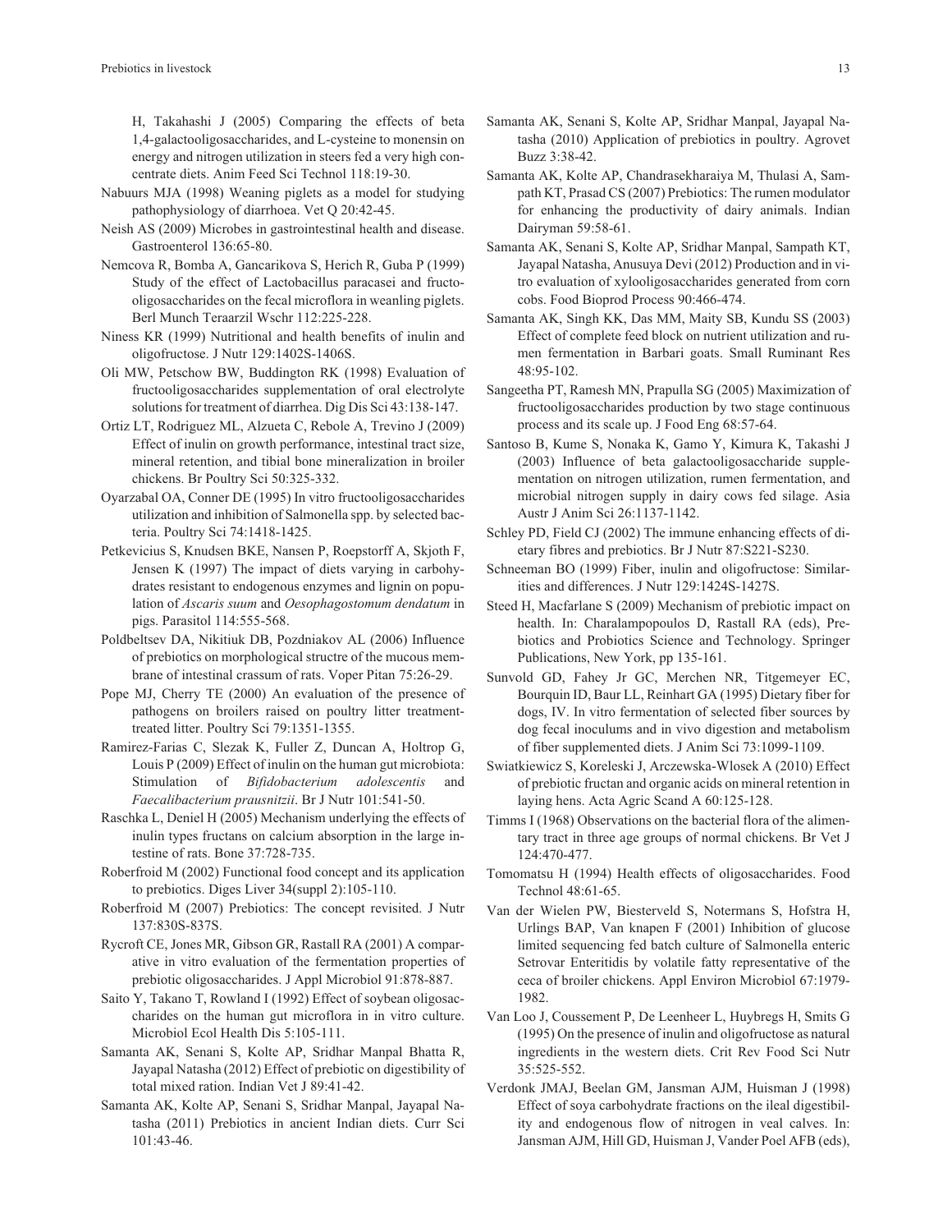H, Takahashi J (2005) Comparing the effects of beta 1,4-galactooligosaccharides, and L-cysteine to monensin on energy and nitrogen utilization in steers fed a very high concentrate diets. Anim Feed Sci Technol 118:19-30.

Nabuurs MJA (1998) Weaning piglets as a model for studying pathophysiology of diarrhoea. Vet Q 20:42-45.

Neish AS (2009) Microbes in gastrointestinal health and disease. Gastroenterol 136:65-80.

Nemcova R, Bomba A, Gancarikova S, Herich R, Guba P (1999) Study of the effect of Lactobacillus paracasei and fructooligosaccharides on the fecal microflora in weanling piglets. Berl Munch Teraarzil Wschr 112:225-228.

Niness KR (1999) Nutritional and health benefits of inulin and oligofructose. J Nutr 129:1402S-1406S.

Oli MW, Petschow BW, Buddington RK (1998) Evaluation of fructooligosaccharides supplementation of oral electrolyte solutions for treatment of diarrhea. Dig Dis Sci 43:138-147.

Ortiz LT, Rodriguez ML, Alzueta C, Rebole A, Trevino J (2009) Effect of inulin on growth performance, intestinal tract size, mineral retention, and tibial bone mineralization in broiler chickens. Br Poultry Sci 50:325-332.

Oyarzabal OA, Conner DE (1995) In vitro fructooligosaccharides utilization and inhibition of Salmonella spp. by selected bacteria. Poultry Sci 74:1418-1425.

Petkevicius S, Knudsen BKE, Nansen P, Roepstorff A, Skjoth F, Jensen K (1997) The impact of diets varying in carbohydrates resistant to endogenous enzymes and lignin on population of *Ascaris suum* and *Oesophagostomum dendatum* in pigs. Parasitol 114:555-568.

Poldbeltsev DA, Nikitiuk DB, Pozdniakov AL (2006) Influence of prebiotics on morphological structre of the mucous membrane of intestinal crassum of rats. Voper Pitan 75:26-29.

Pope MJ, Cherry TE (2000) An evaluation of the presence of pathogens on broilers raised on poultry litter treatment-treated litter. Poultry Sci 79:1351-1355.

Ramirez-Farias C, Slezak K, Fuller Z, Duncan A, Holtrop G, Louis P (2009) Effect of inulin on the human gut microbiota: Stimulation of *Bifidobacterium adolescentis* and *Faecalibacterium prausnitzii*. Br J Nutr 101:541-50.

Raschka L, Deniel H (2005) Mechanism underlying the effects of inulin types fructans on calcium absorption in the large intestine of rats. Bone 37:728-735.

Roberfroid M (2002) Functional food concept and its application to prebiotics. Diges Liver 34(suppl 2):105-110.

Roberfroid M (2007) Prebiotics: The concept revisited. J Nutr 137:830S-837S.

Rycroft CE, Jones MR, Gibson GR, Rastall RA (2001) A comparative in vitro evaluation of the fermentation properties of prebiotic oligosaccharides. J Appl Microbiol 91:878-887.

Saito Y, Takano T, Rowland I (1992) Effect of soybean oligosaccharides on the human gut microflora in in vitro culture. Microbiol Ecol Health Dis 5:105-111.

Samanta AK, Senani S, Kolte AP, Sridhar Manpal Bhatta R, Jayapal Natasha (2012) Effect of prebiotic on digestibility of total mixed ration. Indian Vet J 89:41-42.

Samanta AK, Kolte AP, Senani S, Sridhar Manpal, Jayapal Natasha (2011) Prebiotics in ancient Indian diets. Curr Sci 101:43-46.

Samanta AK, Senani S, Kolte AP, Sridhar Manpal, Jayapal Natasha (2010) Application of prebiotics in poultry. Agrovet Buzz 3:38-42.

Samanta AK, Kolte AP, Chandrasekharaiya M, Thulasi A, Sampath KT, Prasad CS (2007) Prebiotics: The rumen modulator for enhancing the productivity of dairy animals. Indian Dairyman 59:58-61.

Samanta AK, Senani S, Kolte AP, Sridhar Manpal, Sampath KT, Jayapal Natasha, Anusuya Devi (2012) Production and in vitro evaluation of xylooligosaccharides generated from corn cobs. Food Bioprod Process 90:466-474.

Samanta AK, Singh KK, Das MM, Maity SB, Kundu SS (2003) Effect of complete feed block on nutrient utilization and rumen fermentation in Barbari goats. Small Ruminant Res 48:95-102.

Sangeetha PT, Ramesh MN, Prapulla SG (2005) Maximization of fructooligosaccharides production by two stage continuous process and its scale up. J Food Eng 68:57-64.

Santoso B, Kume S, Nonaka K, Gamo Y, Kimura K, Takashi J (2003) Influence of beta galactooligosaccharide supplementation on nitrogen utilization, rumen fermentation, and microbial nitrogen supply in dairy cows fed silage. Asia Austr J Anim Sci 26:1137-1142.

Schley PD, Field CJ (2002) The immune enhancing effects of dietary fibres and prebiotics. Br J Nutr 87:S221-S230.

Schneeman BO (1999) Fiber, inulin and oligofructose: Similarities and differences. J Nutr 129:1424S-1427S.

Steed H, Macfarlane S (2009) Mechanism of prebiotic impact on health. In: Charalampopoulos D, Rastall RA (eds), Prebiotics and Probiotics Science and Technology. Springer Publications, New York, pp 135-161.

Sunvold GD, Fahey Jr GC, Merchen NR, Titgemeyer EC, Bourquin ID, Baur LL, Reinhart GA (1995) Dietary fiber for dogs, IV. In vitro fermentation of selected fiber sources by dog fecal inoculums and in vivo digestion and metabolism of fiber supplemented diets. J Anim Sci 73:1099-1109.

Swiatkiewicz S, Koreleski J, Arczewska-Wlosek A (2010) Effect of prebiotic fructan and organic acids on mineral retention in laying hens. Acta Agric Scand A 60:125-128.

Timms I (1968) Observations on the bacterial flora of the alimentary tract in three age groups of normal chickens. Br Vet J 124:470-477.

Tomomatsu H (1994) Health effects of oligosaccharides. Food Technol 48:61-65.

Van der Wielen PW, Biesterveld S, Notermans S, Hofstra H, Urlings BAP, Van knapen F (2001) Inhibition of glucose limited sequencing fed batch culture of Salmonella enteric Setrovar Enteritidis by volatile fatty representative of the ceca of broiler chickens. Appl Environ Microbiol 67:1979-1982.

Van Loo J, Coussement P, De Leenheer L, Huybregs H, Smits G (1995) On the presence of inulin and oligofructose as natural ingredients in the western diets. Crit Rev Food Sci Nutr 35:525-552.

Verdonk JMAJ, Beelan GM, Jansman AJM, Huisman J (1998) Effect of soya carbohydrate fractions on the ileal digestibility and endogenous flow of nitrogen in veal calves. In: Jansman AJM, Hill GD, Huisman J, Vander Poel AFB (eds),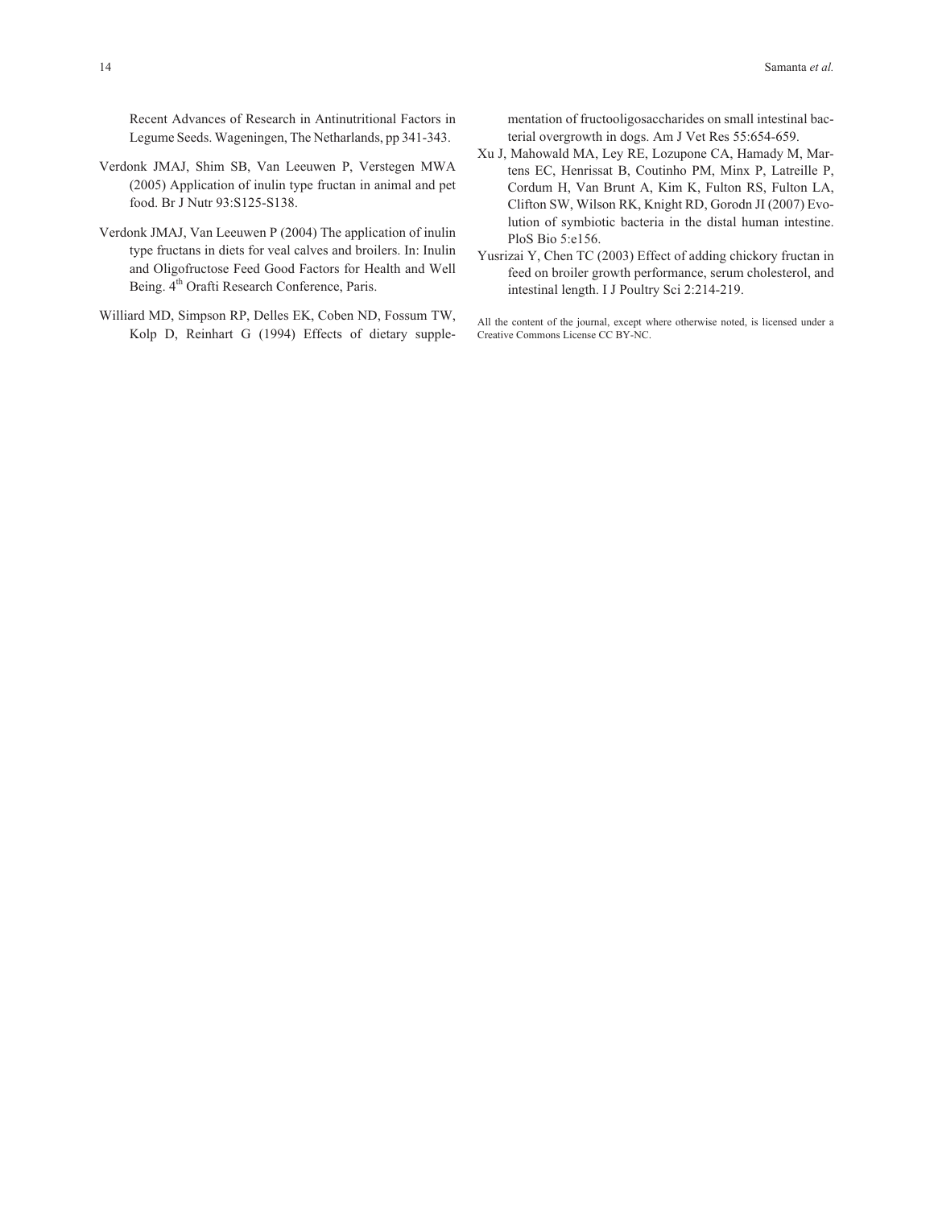Recent Advances of Research in Antinutritional Factors in Legume Seeds. Wageningen, The Netharlands, pp 341-343.

Verdonk JMAJ, Shim SB, Van Leeuwen P, Verstegen MWA (2005) Application of inulin type fructan in animal and pet food. Br J Nutr 93:S125-S138.

Verdonk JMAJ, Van Leeuwen P (2004) The application of inulin type fructans in diets for veal calves and broilers. In: Inulin and Oligofructose Feed Good Factors for Health and Well Being. 4th Orafti Research Conference, Paris.

Williard MD, Simpson RP, Delles EK, Coben ND, Fossum TW, Kolp D, Reinhart G (1994) Effects of dietary supplementation of fructooligosaccharides on small intestinal bacterial overgrowth in dogs. Am J Vet Res 55:654-659.

Xu J, Mahowald MA, Ley RE, Lozupone CA, Hamady M, Martens EC, Henrissat B, Coutinho PM, Minx P, Latreille P, Cordum H, Van Brunt A, Kim K, Fulton RS, Fulton LA, Clifton SW, Wilson RK, Knight RD, Gorodn JI (2007) Evolution of symbiotic bacteria in the distal human intestine. PloS Bio 5:e156.

Yusrizai Y, Chen TC (2003) Effect of adding chickory fructan in feed on broiler growth performance, serum cholesterol, and intestinal length. I J Poultry Sci 2:214-219.

All the content of the journal, except where otherwise noted, is licensed under a Creative Commons License CC BY-NC.